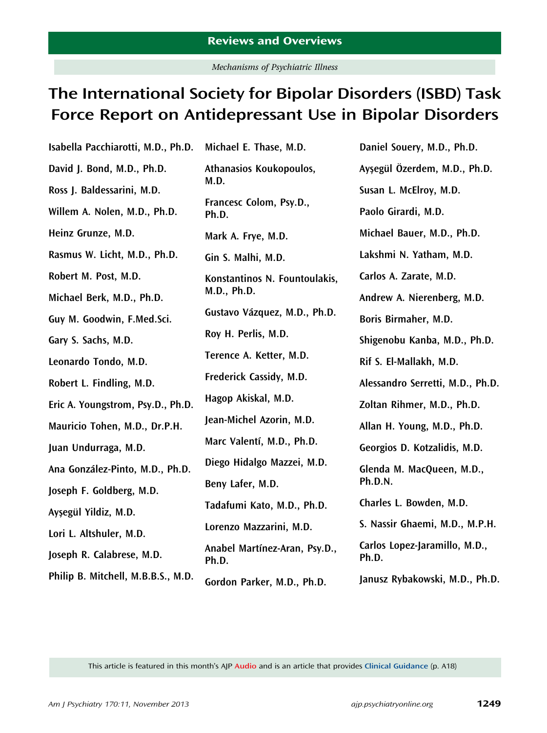Reviews and Overviews

*Mechanisms of Psychiatric Illness*

# The International Society for Bipolar Disorders (ISBD) Task Force Report on Antidepressant Use in Bipolar Disorders

**Isabella Pacchiarotti, M.D., Ph.D.**

**David J. Bond, M.D., Ph.D.**

**Ross J. Baldessarini, M.D.**

**Willem A. Nolen, M.D., Ph.D.**

**Heinz Grunze, M.D.**

**Rasmus W. Licht, M.D., Ph.D.**

**Robert M. Post, M.D.**

**Michael Berk, M.D., Ph.D.**

**Guy M. Goodwin, F.Med.Sci.**

**Gary S. Sachs, M.D.**

**Leonardo Tondo, M.D.**

**Robert L. Findling, M.D.**

**Eric A. Youngstrom, Psy.D., Ph.D.**

**Mauricio Tohen, M.D., Dr.P.H.**

**Juan Undurraga, M.D.**

**Ana González-Pinto, M.D., Ph.D.**

**Joseph F. Goldberg, M.D.**

**Ayşegül Yildiz, M.D.**

**Lori L. Altshuler, M.D.**

**Joseph R. Calabrese, M.D.**

**Philip B. Mitchell, M.B.B.S., M.D.**

**Michael E. Thase, M.D.**

**Athanasios Koukopoulos, M.D.**

**Francesc Colom, Psy.D., Ph.D.**

**Mark A. Frye, M.D.**

**Gin S. Malhi, M.D.**

**Konstantinos N. Fountoulakis, M.D., Ph.D.**

**Gustavo Vázquez, M.D., Ph.D.**

**Roy H. Perlis, M.D.**

**Terence A. Ketter, M.D.**

**Frederick Cassidy, M.D.**

**Hagop Akiskal, M.D.**

**Jean-Michel Azorin, M.D.**

**Marc Valentí, M.D., Ph.D.**

**Diego Hidalgo Mazzei, M.D.**

**Beny Lafer, M.D.**

**Tadafumi Kato, M.D., Ph.D.**

**Lorenzo Mazzarini, M.D.**

**Anabel Martínez-Aran, Psy.D., Ph.D.**

**Gordon Parker, M.D., Ph.D.**

**Daniel Souery, M.D., Ph.D.**

**Ayşegül Özerdem, M.D., Ph.D.**

**Susan L. McElroy, M.D.**

**Paolo Girardi, M.D.**

**Michael Bauer, M.D., Ph.D.**

**Lakshmi N. Yatham, M.D.**

**Carlos A. Zarate, M.D.**

**Andrew A. Nierenberg, M.D.**

**Boris Birmaher, M.D.**

**Shigenobu Kanba, M.D., Ph.D.**

**Rif S. El-Mallakh, M.D.**

**Alessandro Serretti, M.D., Ph.D.**

**Zoltan Rihmer, M.D., Ph.D.**

**Allan H. Young, M.D., Ph.D.**

**Georgios D. Kotzalidis, M.D.**

**Glenda M. MacQueen, M.D., Ph.D.N.**

**Charles L. Bowden, M.D.**

**S. Nassir Ghaemi, M.D., M.P.H.**

**Carlos Lopez-Jaramillo, M.D., Ph.D.**

**Janusz Rybakowski, M.D., Ph.D.**

This article is featured in this month's AJP **Audio** and is an article that provides **Clinical Guidance** (p. A18)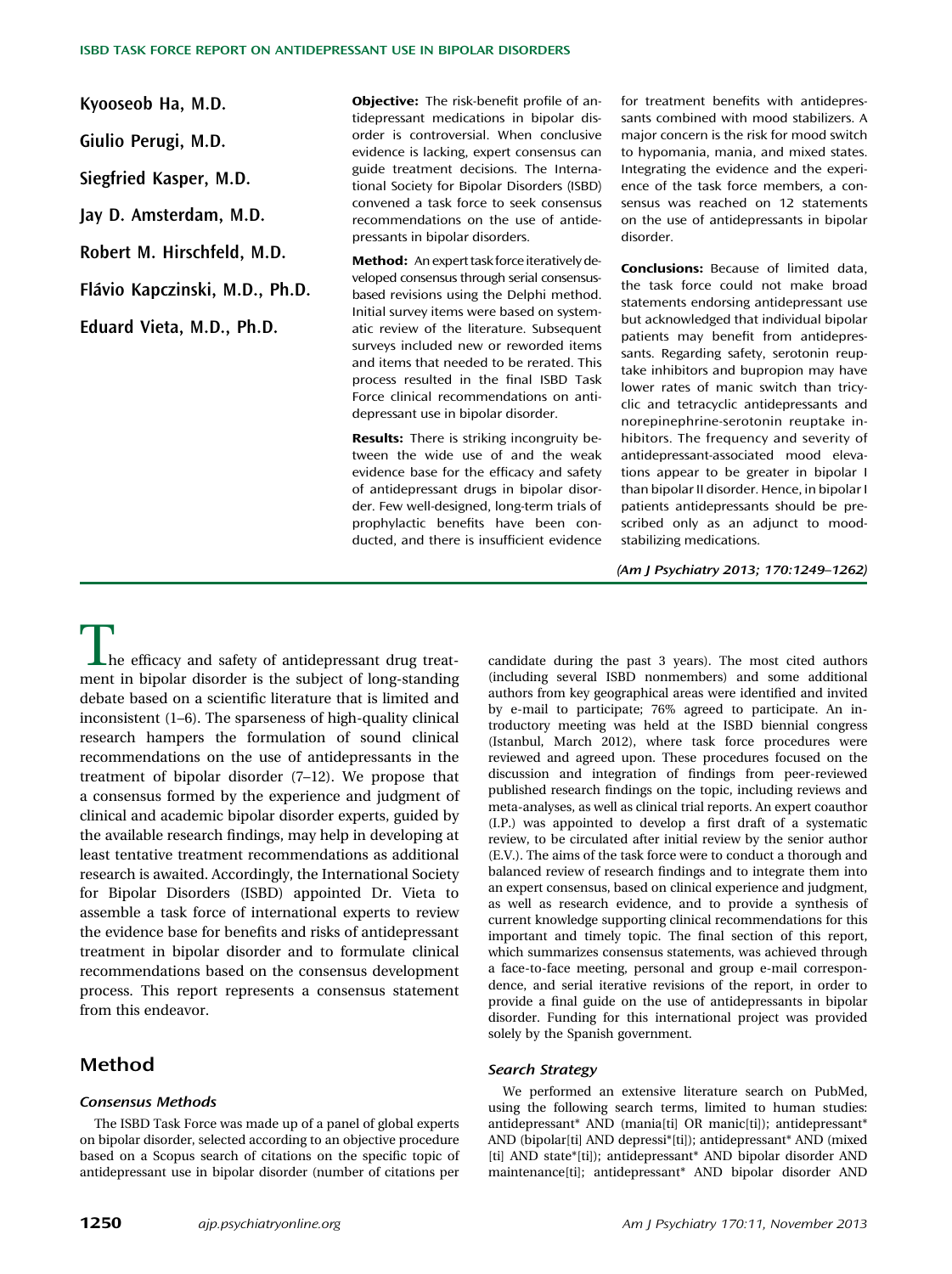Kyooseob Ha, M.D.

Giulio Perugi, M.D.

Siegfried Kasper, M.D.

Jay D. Amsterdam, M.D.

Robert M. Hirschfeld, M.D.

Flávio Kapczinski, M.D., Ph.D.

Eduard Vieta, M.D., Ph.D.

**Objective:** The risk-benefit profile of antidepressant medications in bipolar disorder is controversial. When conclusive evidence is lacking, expert consensus can guide treatment decisions. The International Society for Bipolar Disorders (ISBD) convened a task force to seek consensus recommendations on the use of antidepressants in bipolar disorders.

**Method:** An expert task force iteratively developed consensus through serial consensus-based revisions using the Delphi method. Initial survey items were based on systematic review of the literature. Subsequent surveys included new or reworded items and items that needed to be rerated. This process resulted in the final ISBD Task Force clinical recommendations on antidepressant use in bipolar disorder.

**Results:** There is striking incongruity between the wide use of and the weak evidence base for the efficacy and safety of antidepressant drugs in bipolar disorder. Few well-designed, long-term trials of prophylactic benefits have been conducted, and there is insufficient evidence for treatment benefits with antidepressants combined with mood stabilizers. A major concern is the risk for mood switch to hypomania, mania, and mixed states. Integrating the evidence and the experience of the task force members, a consensus was reached on 12 statements on the use of antidepressants in bipolar disorder.

**Conclusions:** Because of limited data, the task force could not make broad statements endorsing antidepressant use but acknowledged that individual bipolar patients may benefit from antidepressants. Regarding safety, serotonin reuptake inhibitors and bupropion may have lower rates of manic switch than tricyclic and tetracyclic antidepressants and norepinephrine-serotonin reuptake inhibitors. The frequency and severity of antidepressant-associated mood elevations appear to be greater in bipolar I than bipolar II disorder. Hence, in bipolar I patients antidepressants should be prescribed only as an adjunct to mood-stabilizing medications.

*(Am J Psychiatry 2013; 170:1249–1262)*

The efficacy and safety of antidepressant drug treatment in bipolar disorder is the subject of long-standing debate based on a scientific literature that is limited and inconsistent (1–6). The sparseness of high-quality clinical research hampers the formulation of sound clinical recommendations on the use of antidepressants in the treatment of bipolar disorder (7–12). We propose that a consensus formed by the experience and judgment of clinical and academic bipolar disorder experts, guided by the available research findings, may help in developing at least tentative treatment recommendations as additional research is awaited. Accordingly, the International Society for Bipolar Disorders (ISBD) appointed Dr. Vieta to assemble a task force of international experts to review the evidence base for benefits and risks of antidepressant treatment in bipolar disorder and to formulate clinical recommendations based on the consensus development process. This report represents a consensus statement from this endeavor.

## Method

### *Consensus Methods*

The ISBD Task Force was made up of a panel of global experts on bipolar disorder, selected according to an objective procedure based on a Scopus search of citations on the specific topic of antidepressant use in bipolar disorder (number of citations per candidate during the past 3 years). The most cited authors (including several ISBD nonmembers) and some additional authors from key geographical areas were identified and invited by e-mail to participate; 76% agreed to participate. An introductory meeting was held at the ISBD biennial congress (Istanbul, March 2012), where task force procedures were reviewed and agreed upon. These procedures focused on the discussion and integration of findings from peer-reviewed published research findings on the topic, including reviews and meta-analyses, as well as clinical trial reports. An expert coauthor (I.P.) was appointed to develop a first draft of a systematic review, to be circulated after initial review by the senior author (E.V.). The aims of the task force were to conduct a thorough and balanced review of research findings and to integrate them into an expert consensus, based on clinical experience and judgment, as well as research evidence, and to provide a synthesis of current knowledge supporting clinical recommendations for this important and timely topic. The final section of this report, which summarizes consensus statements, was achieved through a face-to-face meeting, personal and group e-mail correspondence, and serial iterative revisions of the report, in order to provide a final guide on the use of antidepressants in bipolar disorder. Funding for this international project was provided solely by the Spanish government.

### *Search Strategy*

We performed an extensive literature search on PubMed, using the following search terms, limited to human studies: antidepressant* AND (mania[ti] OR manic[ti]); antidepressant* AND (bipolar[ti] AND depressi*[ti]); antidepressant* AND (mixed [ti] AND state*[ti]); antidepressant* AND bipolar disorder AND maintenance[ti]; antidepressant* AND bipolar disorder AND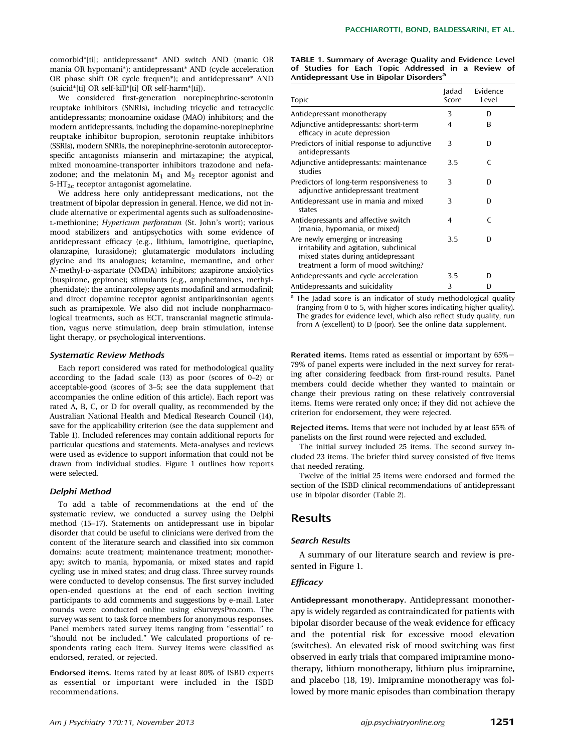comorbid*[ti]; antidepressant* AND switch AND (manic OR mania OR hypomani*); antidepressant* AND (cycle acceleration OR phase shift OR cycle frequen*); and antidepressant* AND (suicid*[ti] OR self-kill*[ti] OR self-harm*[ti]).

We considered first-generation norepinephrine-serotonin reuptake inhibitors (SNRIs), including tricyclic and tetracyclic antidepressants; monoamine oxidase (MAO) inhibitors; and the modern antidepressants, including the dopamine-norepinephrine reuptake inhibitor bupropion, serotonin reuptake inhibitors (SSRIs), modern SNRIs, the norepinephrine-serotonin autoreceptor-specific antagonists mianserin and mirtazapine; the atypical, mixed monoamine-transporter inhibitors trazodone and nefazodone; and the melatonin $M_1$ and $M_2$ receptor agonist and 5-$HT_{2c}$ receptor antagonist agomelatine.

We address here only antidepressant medications, not the treatment of bipolar depression in general. Hence, we did not include alternative or experimental agents such as sulfoadenosine-L-methionine; *Hypericum perforatum* (St. John's wort); various mood stabilizers and antipsychotics with some evidence of antidepressant efficacy (e.g., lithium, lamotrigine, quetiapine, olanzapine, lurasidone); glutamatergic modulators including glycine and its analogues; ketamine, memantine, and other *N*-methyl-D-aspartate (NMDA) inhibitors; azapirone anxiolytics (buspirone, gepirone); stimulants (e.g., amphetamines, methylphenidate); the antinarcolepsy agents modafinil and armodafinil; and direct dopamine receptor agonist antiparkinsonian agents such as pramipexole. We also did not include nonpharmacological treatments, such as ECT, transcranial magnetic stimulation, vagus nerve stimulation, deep brain stimulation, intense light therapy, or psychological interventions.

### *Systematic Review Methods*

Each report considered was rated for methodological quality according to the Jadad scale (13) as poor (scores of 0–2) or acceptable-good (scores of 3–5; see the data supplement that accompanies the online edition of this article). Each report was rated A, B, C, or D for overall quality, as recommended by the Australian National Health and Medical Research Council (14), save for the applicability criterion (see the data supplement and Table 1). Included references may contain additional reports for particular questions and statements. Meta-analyses and reviews were used as evidence to support information that could not be drawn from individual studies. Figure 1 outlines how reports were selected.

### *Delphi Method*

To add a table of recommendations at the end of the systematic review, we conducted a survey using the Delphi method (15–17). Statements on antidepressant use in bipolar disorder that could be useful to clinicians were derived from the content of the literature search and classified into six common domains: acute treatment; maintenance treatment; monotherapy; switch to mania, hypomania, or mixed states and rapid cycling; use in mixed states; and drug class. Three survey rounds were conducted to develop consensus. The first survey included open-ended questions at the end of each section inviting participants to add comments and suggestions by e-mail. Later rounds were conducted online using eSurveysPro.com. The survey was sent to task force members for anonymous responses. Panel members rated survey items ranging from "essential" to "should not be included." We calculated proportions of respondents rating each item. Survey items were classified as endorsed, rerated, or rejected.

**Endorsed items.** Items rated by at least 80% of ISBD experts as essential or important were included in the ISBD recommendations.

**TABLE 1. Summary of Average Quality and Evidence Level of Studies for Each Topic Addressed in a Review of Antidepressant Use in Bipolar Disorders[a]**

| Topic | Jadad Score | Evidence Level |
|---|---|---|
| Antidepressant monotherapy | 3 | D |
| Adjunctive antidepressants: short-term efficacy in acute depression | 4 | B |
| Predictors of initial response to adjunctive antidepressants | 3 | D |
| Adjunctive antidepressants: maintenance studies | 3.5 | C |
| Predictors of long-term responsiveness to adjunctive antidepressant treatment | 3 | D |
| Antidepressant use in mania and mixed states | 3 | D |
| Antidepressants and affective switch (mania, hypomania, or mixed) | 4 | C |
| Are newly emerging or increasing irritability and agitation, subclinical mixed states during antidepressant treatment a form of mood switching? | 3.5 | D |
| Antidepressants and cycle acceleration | 3.5 | D |
| Antidepressants and suicidality | 3 | D |

[a] The Jadad score is an indicator of study methodological quality (ranging from 0 to 5, with higher scores indicating higher quality). The grades for evidence level, which also reflect study quality, run from A (excellent) to D (poor). See the online data supplement.

**Rerated items.** Items rated as essential or important by 65%–79% of panel experts were included in the next survey for rerating after considering feedback from first-round results. Panel members could decide whether they wanted to maintain or change their previous rating on these relatively controversial items. Items were rerated only once; if they did not achieve the criterion for endorsement, they were rejected.

**Rejected items.** Items that were not included by at least 65% of panelists on the first round were rejected and excluded.

The initial survey included 25 items. The second survey included 23 items. The briefer third survey consisted of five items that needed rerating.

Twelve of the initial 25 items were endorsed and formed the section of the ISBD clinical recommendations of antidepressant use in bipolar disorder (Table 2).

## Results

### *Search Results*

A summary of our literature search and review is presented in Figure 1.

### *Efficacy*

**Antidepressant monotherapy.** Antidepressant monotherapy is widely regarded as contraindicated for patients with bipolar disorder because of the weak evidence for efficacy and the potential risk for excessive mood elevation (switches). An elevated risk of mood switching was first observed in early trials that compared imipramine monotherapy, lithium monotherapy, lithium plus imipramine, and placebo (18, 19). Imipramine monotherapy was followed by more manic episodes than combination therapy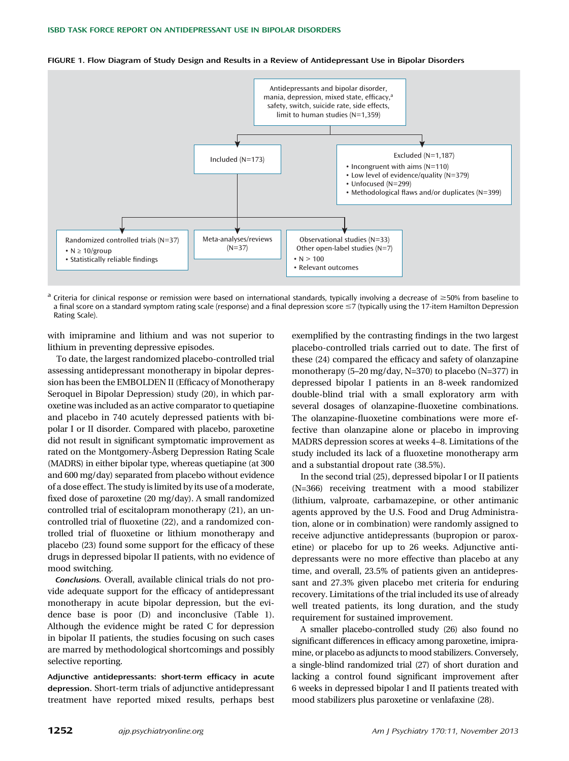**FIGURE 1. Flow Diagram of Study Design and Results in a Review of Antidepressant Use in Bipolar Disorders**

Antidepressants and bipolar disorder, mania, depression, mixed state, efficacy,[a] safety, switch, suicide rate, side effects, limit to human studies (N=1,359)

- Included (N=173)
  - Randomized controlled trials (N=37)
    - N ≥ 10/group
    - Statistically reliable findings
  - Meta-analyses/reviews (N=37)
  - Observational studies (N=33)
    Other open-label studies (N=7)
    - N > 100
    - Relevant outcomes
- Excluded (N=1,187)
  - Incongruent with aims (N=110)
  - Low level of evidence/quality (N=379)
  - Unfocused (N=299)
  - Methodological flaws and/or duplicates (N=399)

[a] Criteria for clinical response or remission were based on international standards, typically involving a decrease of ≥50% from baseline to a final score on a standard symptom rating scale (response) and a final depression score ≤7 (typically using the 17-item Hamilton Depression Rating Scale).

with imipramine and lithium and was not superior to lithium in preventing depressive episodes.

To date, the largest randomized placebo-controlled trial assessing antidepressant monotherapy in bipolar depression has been the EMBOLDEN II (Efficacy of Monotherapy Seroquel in Bipolar Depression) study (20), in which paroxetine was included as an active comparator to quetiapine and placebo in 740 acutely depressed patients with bipolar I or II disorder. Compared with placebo, paroxetine did not result in significant symptomatic improvement as rated on the Montgomery-Åsberg Depression Rating Scale (MADRS) in either bipolar type, whereas quetiapine (at 300 and 600 mg/day) separated from placebo without evidence of a dose effect. The study is limited by its use of a moderate, fixed dose of paroxetine (20 mg/day). A small randomized controlled trial of escitalopram monotherapy (21), an uncontrolled trial of fluoxetine (22), and a randomized controlled trial of fluoxetine or lithium monotherapy and placebo (23) found some support for the efficacy of these drugs in depressed bipolar II patients, with no evidence of mood switching.

***Conclusions.*** Overall, available clinical trials do not provide adequate support for the efficacy of antidepressant monotherapy in acute bipolar depression, but the evidence base is poor (D) and inconclusive (Table 1). Although the evidence might be rated C for depression in bipolar II patients, the studies focusing on such cases are marred by methodological shortcomings and possibly selective reporting.

**Adjunctive antidepressants: short-term efficacy in acute depression.** Short-term trials of adjunctive antidepressant treatment have reported mixed results, perhaps best exemplified by the contrasting findings in the two largest placebo-controlled trials carried out to date. The first of these (24) compared the efficacy and safety of olanzapine monotherapy (5–20 mg/day, N=370) to placebo (N=377) in depressed bipolar I patients in an 8-week randomized double-blind trial with a small exploratory arm with several dosages of olanzapine-fluoxetine combinations. The olanzapine-fluoxetine combinations were more effective than olanzapine alone or placebo in improving MADRS depression scores at weeks 4–8. Limitations of the study included its lack of a fluoxetine monotherapy arm and a substantial dropout rate (38.5%).

In the second trial (25), depressed bipolar I or II patients (N=366) receiving treatment with a mood stabilizer (lithium, valproate, carbamazepine, or other antimanic agents approved by the U.S. Food and Drug Administration, alone or in combination) were randomly assigned to receive adjunctive antidepressants (bupropion or paroxetine) or placebo for up to 26 weeks. Adjunctive antidepressants were no more effective than placebo at any time, and overall, 23.5% of patients given an antidepressant and 27.3% given placebo met criteria for enduring recovery. Limitations of the trial included its use of already well treated patients, its long duration, and the study requirement for sustained improvement.

A smaller placebo-controlled study (26) also found no significant differences in efficacy among paroxetine, imipramine, or placebo as adjuncts to mood stabilizers. Conversely, a single-blind randomized trial (27) of short duration and lacking a control found significant improvement after 6 weeks in depressed bipolar I and II patients treated with mood stabilizers plus paroxetine or venlafaxine (28).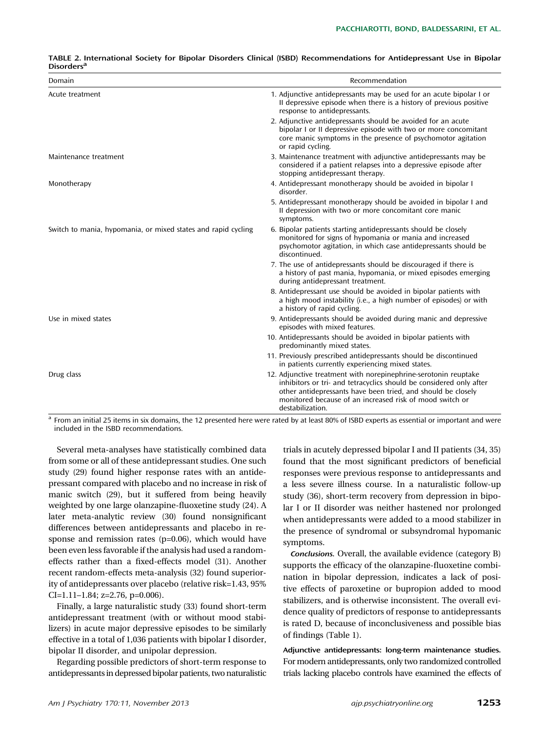TABLE 2. International Society for Bipolar Disorders Clinical (ISBD) Recommendations for Antidepressant Use in Bipolar Disorders[a]

| Domain | Recommendation |
|---|---|
| Acute treatment | 1. Adjunctive antidepressants may be used for an acute bipolar I or II depressive episode when there is a history of previous positive response to antidepressants. |
| | 2. Adjunctive antidepressants should be avoided for an acute bipolar I or II depressive episode with two or more concomitant core manic symptoms in the presence of psychomotor agitation or rapid cycling. |
| Maintenance treatment | 3. Maintenance treatment with adjunctive antidepressants may be considered if a patient relapses into a depressive episode after stopping antidepressant therapy. |
| Monotherapy | 4. Antidepressant monotherapy should be avoided in bipolar I disorder. |
| | 5. Antidepressant monotherapy should be avoided in bipolar I and II depression with two or more concomitant core manic symptoms. |
| Switch to mania, hypomania, or mixed states and rapid cycling | 6. Bipolar patients starting antidepressants should be closely monitored for signs of hypomania or mania and increased psychomotor agitation, in which case antidepressants should be discontinued. |
| | 7. The use of antidepressants should be discouraged if there is a history of past mania, hypomania, or mixed episodes emerging during antidepressant treatment. |
| | 8. Antidepressant use should be avoided in bipolar patients with a high mood instability (i.e., a high number of episodes) or with a history of rapid cycling. |
| Use in mixed states | 9. Antidepressants should be avoided during manic and depressive episodes with mixed features. |
| | 10. Antidepressants should be avoided in bipolar patients with predominantly mixed states. |
| | 11. Previously prescribed antidepressants should be discontinued in patients currently experiencing mixed states. |
| Drug class | 12. Adjunctive treatment with norepinephrine-serotonin reuptake inhibitors or tri- and tetracyclics should be considered only after other antidepressants have been tried, and should be closely monitored because of an increased risk of mood switch or destabilization. |

[a] From an initial 25 items in six domains, the 12 presented here were rated by at least 80% of ISBD experts as essential or important and were included in the ISBD recommendations.

Several meta-analyses have statistically combined data from some or all of these antidepressant studies. One such study (29) found higher response rates with an antidepressant compared with placebo and no increase in risk of manic switch (29), but it suffered from being heavily weighted by one large olanzapine-fluoxetine study (24). A later meta-analytic review (30) found nonsignificant differences between antidepressants and placebo in response and remission rates (p=0.06), which would have been even less favorable if the analysis had used a random-effects rather than a fixed-effects model (31). Another recent random-effects meta-analysis (32) found superiority of antidepressants over placebo (relative risk=1.43, 95% CI=1.11–1.84; z=2.76, p=0.006).

Finally, a large naturalistic study (33) found short-term antidepressant treatment (with or without mood stabilizers) in acute major depressive episodes to be similarly effective in a total of 1,036 patients with bipolar I disorder, bipolar II disorder, and unipolar depression.

Regarding possible predictors of short-term response to antidepressants in depressed bipolar patients, two naturalistic trials in acutely depressed bipolar I and II patients (34, 35) found that the most significant predictors of beneficial responses were previous response to antidepressants and a less severe illness course. In a naturalistic follow-up study (36), short-term recovery from depression in bipolar I or II disorder was neither hastened nor prolonged when antidepressants were added to a mood stabilizer in the presence of syndromal or subsyndromal hypomanic symptoms.

***Conclusions.*** Overall, the available evidence (category B) supports the efficacy of the olanzapine-fluoxetine combination in bipolar depression, indicates a lack of positive effects of paroxetine or bupropion added to mood stabilizers, and is otherwise inconsistent. The overall evidence quality of predictors of response to antidepressants is rated D, because of inconclusiveness and possible bias of findings (Table 1).

**Adjunctive antidepressants: long-term maintenance studies.** For modern antidepressants, only two randomized controlled trials lacking placebo controls have examined the effects of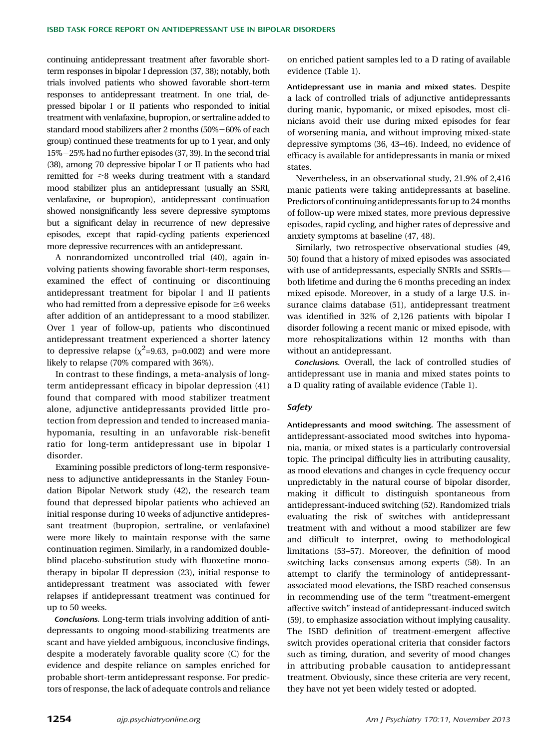continuing antidepressant treatment after favorable short-term responses in bipolar I depression (37, 38); notably, both trials involved patients who showed favorable short-term responses to antidepressant treatment. In one trial, depressed bipolar I or II patients who responded to initial treatment with venlafaxine, bupropion, or sertraline added to standard mood stabilizers after 2 months (50%−60% of each group) continued these treatments for up to 1 year, and only 15%−25% had no further episodes (37, 39). In the second trial (38), among 70 depressive bipolar I or II patients who had remitted for ≥8 weeks during treatment with a standard mood stabilizer plus an antidepressant (usually an SSRI, venlafaxine, or bupropion), antidepressant continuation showed nonsignificantly less severe depressive symptoms but a significant delay in recurrence of new depressive episodes, except that rapid-cycling patients experienced more depressive recurrences with an antidepressant.

A nonrandomized uncontrolled trial (40), again involving patients showing favorable short-term responses, examined the effect of continuing or discontinuing antidepressant treatment for bipolar I and II patients who had remitted from a depressive episode for ≥6 weeks after addition of an antidepressant to a mood stabilizer. Over 1 year of follow-up, patients who discontinued antidepressant treatment experienced a shorter latency to depressive relapse ($\chi^2$=9.63, p=0.002) and were more likely to relapse (70% compared with 36%).

In contrast to these findings, a meta-analysis of long-term antidepressant efficacy in bipolar depression (41) found that compared with mood stabilizer treatment alone, adjunctive antidepressants provided little protection from depression and tended to increased mania-hypomania, resulting in an unfavorable risk-benefit ratio for long-term antidepressant use in bipolar I disorder.

Examining possible predictors of long-term responsiveness to adjunctive antidepressants in the Stanley Foundation Bipolar Network study (42), the research team found that depressed bipolar patients who achieved an initial response during 10 weeks of adjunctive antidepressant treatment (bupropion, sertraline, or venlafaxine) were more likely to maintain response with the same continuation regimen. Similarly, in a randomized double-blind placebo-substitution study with fluoxetine monotherapy in bipolar II depression (23), initial response to antidepressant treatment was associated with fewer relapses if antidepressant treatment was continued for up to 50 weeks.

*Conclusions.* Long-term trials involving addition of antidepressants to ongoing mood-stabilizing treatments are scant and have yielded ambiguous, inconclusive findings, despite a moderately favorable quality score (C) for the evidence and despite reliance on samples enriched for probable short-term antidepressant response. For predictors of response, the lack of adequate controls and reliance on enriched patient samples led to a D rating of available evidence (Table 1).

**Antidepressant use in mania and mixed states.** Despite a lack of controlled trials of adjunctive antidepressants during manic, hypomanic, or mixed episodes, most clinicians avoid their use during mixed episodes for fear of worsening mania, and without improving mixed-state depressive symptoms (36, 43–46). Indeed, no evidence of efficacy is available for antidepressants in mania or mixed states.

Nevertheless, in an observational study, 21.9% of 2,416 manic patients were taking antidepressants at baseline. Predictors of continuing antidepressants for up to 24 months of follow-up were mixed states, more previous depressive episodes, rapid cycling, and higher rates of depressive and anxiety symptoms at baseline (47, 48).

Similarly, two retrospective observational studies (49, 50) found that a history of mixed episodes was associated with use of antidepressants, especially SNRIs and SSRIs—both lifetime and during the 6 months preceding an index mixed episode. Moreover, in a study of a large U.S. insurance claims database (51), antidepressant treatment was identified in 32% of 2,126 patients with bipolar I disorder following a recent manic or mixed episode, with more rehospitalizations within 12 months with than without an antidepressant.

*Conclusions.* Overall, the lack of controlled studies of antidepressant use in mania and mixed states points to a D quality rating of available evidence (Table 1).

### *Safety*

**Antidepressants and mood switching.** The assessment of antidepressant-associated mood switches into hypomania, mania, or mixed states is a particularly controversial topic. The principal difficulty lies in attributing causality, as mood elevations and changes in cycle frequency occur unpredictably in the natural course of bipolar disorder, making it difficult to distinguish spontaneous from antidepressant-induced switching (52). Randomized trials evaluating the risk of switches with antidepressant treatment with and without a mood stabilizer are few and difficult to interpret, owing to methodological limitations (53–57). Moreover, the definition of mood switching lacks consensus among experts (58). In an attempt to clarify the terminology of antidepressant-associated mood elevations, the ISBD reached consensus in recommending use of the term "treatment-emergent affective switch" instead of antidepressant-induced switch (59), to emphasize association without implying causality. The ISBD definition of treatment-emergent affective switch provides operational criteria that consider factors such as timing, duration, and severity of mood changes in attributing probable causation to antidepressant treatment. Obviously, since these criteria are very recent, they have not yet been widely tested or adopted.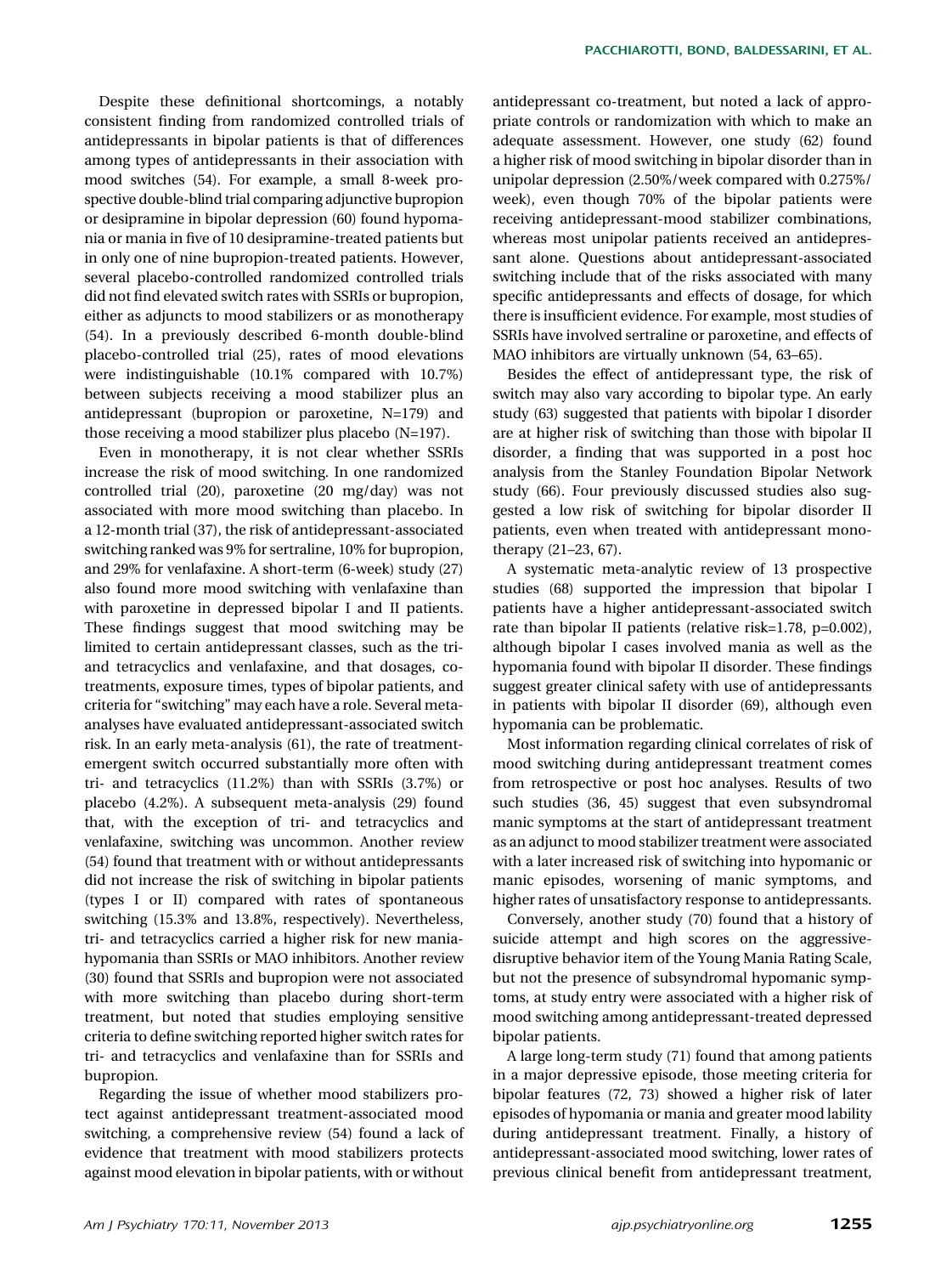Despite these definitional shortcomings, a notably consistent finding from randomized controlled trials of antidepressants in bipolar patients is that of differences among types of antidepressants in their association with mood switches (54). For example, a small 8-week prospective double-blind trial comparing adjunctive bupropion or desipramine in bipolar depression (60) found hypomania or mania in five of 10 desipramine-treated patients but in only one of nine bupropion-treated patients. However, several placebo-controlled randomized controlled trials did not find elevated switch rates with SSRIs or bupropion, either as adjuncts to mood stabilizers or as monotherapy (54). In a previously described 6-month double-blind placebo-controlled trial (25), rates of mood elevations were indistinguishable (10.1% compared with 10.7%) between subjects receiving a mood stabilizer plus an antidepressant (bupropion or paroxetine, N=179) and those receiving a mood stabilizer plus placebo (N=197).

Even in monotherapy, it is not clear whether SSRIs increase the risk of mood switching. In one randomized controlled trial (20), paroxetine (20 mg/day) was not associated with more mood switching than placebo. In a 12-month trial (37), the risk of antidepressant-associated switching ranked was 9% for sertraline, 10% for bupropion, and 29% for venlafaxine. A short-term (6-week) study (27) also found more mood switching with venlafaxine than with paroxetine in depressed bipolar I and II patients. These findings suggest that mood switching may be limited to certain antidepressant classes, such as the tri- and tetracyclics and venlafaxine, and that dosages, co-treatments, exposure times, types of bipolar patients, and criteria for "switching" may each have a role. Several meta-analyses have evaluated antidepressant-associated switch risk. In an early meta-analysis (61), the rate of treatment-emergent switch occurred substantially more often with tri- and tetracyclics (11.2%) than with SSRIs (3.7%) or placebo (4.2%). A subsequent meta-analysis (29) found that, with the exception of tri- and tetracyclics and venlafaxine, switching was uncommon. Another review (54) found that treatment with or without antidepressants did not increase the risk of switching in bipolar patients (types I or II) compared with rates of spontaneous switching (15.3% and 13.8%, respectively). Nevertheless, tri- and tetracyclics carried a higher risk for new mania-hypomania than SSRIs or MAO inhibitors. Another review (30) found that SSRIs and bupropion were not associated with more switching than placebo during short-term treatment, but noted that studies employing sensitive criteria to define switching reported higher switch rates for tri- and tetracyclics and venlafaxine than for SSRIs and bupropion.

Regarding the issue of whether mood stabilizers protect against antidepressant treatment-associated mood switching, a comprehensive review (54) found a lack of evidence that treatment with mood stabilizers protects against mood elevation in bipolar patients, with or without antidepressant co-treatment, but noted a lack of appropriate controls or randomization with which to make an adequate assessment. However, one study (62) found a higher risk of mood switching in bipolar disorder than in unipolar depression (2.50%/week compared with 0.275%/week), even though 70% of the bipolar patients were receiving antidepressant-mood stabilizer combinations, whereas most unipolar patients received an antidepressant alone. Questions about antidepressant-associated switching include that of the risks associated with many specific antidepressants and effects of dosage, for which there is insufficient evidence. For example, most studies of SSRIs have involved sertraline or paroxetine, and effects of MAO inhibitors are virtually unknown (54, 63–65).

Besides the effect of antidepressant type, the risk of switch may also vary according to bipolar type. An early study (63) suggested that patients with bipolar I disorder are at higher risk of switching than those with bipolar II disorder, a finding that was supported in a post hoc analysis from the Stanley Foundation Bipolar Network study (66). Four previously discussed studies also suggested a low risk of switching for bipolar disorder II patients, even when treated with antidepressant monotherapy (21–23, 67).

A systematic meta-analytic review of 13 prospective studies (68) supported the impression that bipolar I patients have a higher antidepressant-associated switch rate than bipolar II patients (relative risk=1.78, p=0.002), although bipolar I cases involved mania as well as the hypomania found with bipolar II disorder. These findings suggest greater clinical safety with use of antidepressants in patients with bipolar II disorder (69), although even hypomania can be problematic.

Most information regarding clinical correlates of risk of mood switching during antidepressant treatment comes from retrospective or post hoc analyses. Results of two such studies (36, 45) suggest that even subsyndromal manic symptoms at the start of antidepressant treatment as an adjunct to mood stabilizer treatment were associated with a later increased risk of switching into hypomanic or manic episodes, worsening of manic symptoms, and higher rates of unsatisfactory response to antidepressants.

Conversely, another study (70) found that a history of suicide attempt and high scores on the aggressive-disruptive behavior item of the Young Mania Rating Scale, but not the presence of subsyndromal hypomanic symptoms, at study entry were associated with a higher risk of mood switching among antidepressant-treated depressed bipolar patients.

A large long-term study (71) found that among patients in a major depressive episode, those meeting criteria for bipolar features (72, 73) showed a higher risk of later episodes of hypomania or mania and greater mood lability during antidepressant treatment. Finally, a history of antidepressant-associated mood switching, lower rates of previous clinical benefit from antidepressant treatment,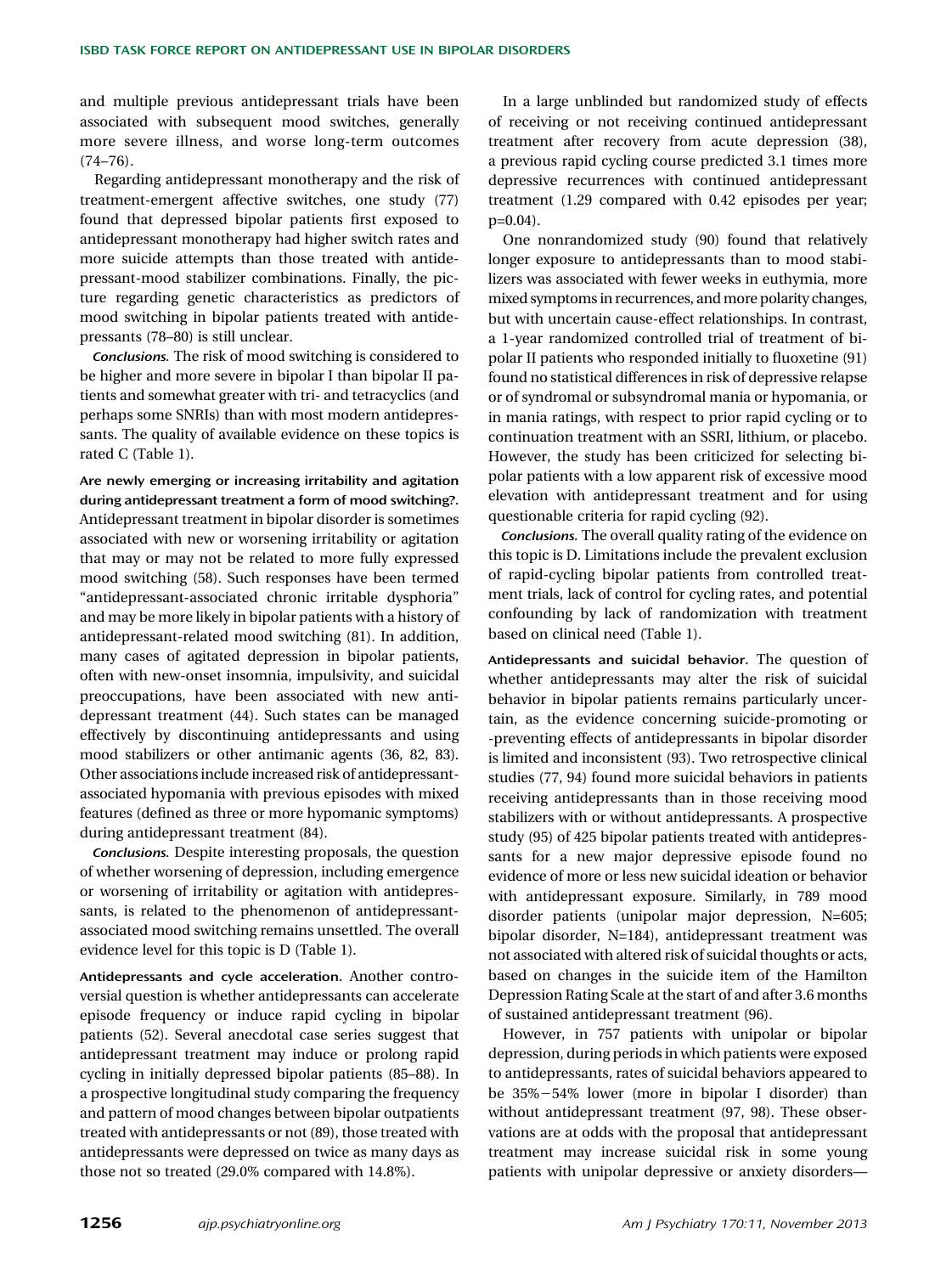and multiple previous antidepressant trials have been associated with subsequent mood switches, generally more severe illness, and worse long-term outcomes (74–76).

Regarding antidepressant monotherapy and the risk of treatment-emergent affective switches, one study (77) found that depressed bipolar patients first exposed to antidepressant monotherapy had higher switch rates and more suicide attempts than those treated with antidepressant-mood stabilizer combinations. Finally, the picture regarding genetic characteristics as predictors of mood switching in bipolar patients treated with antidepressants (78–80) is still unclear.

*Conclusions.* The risk of mood switching is considered to be higher and more severe in bipolar I than bipolar II patients and somewhat greater with tri- and tetracyclics (and perhaps some SNRIs) than with most modern antidepressants. The quality of available evidence on these topics is rated C (Table 1).

**Are newly emerging or increasing irritability and agitation during antidepressant treatment a form of mood switching?.** Antidepressant treatment in bipolar disorder is sometimes associated with new or worsening irritability or agitation that may or may not be related to more fully expressed mood switching (58). Such responses have been termed "antidepressant-associated chronic irritable dysphoria" and may be more likely in bipolar patients with a history of antidepressant-related mood switching (81). In addition, many cases of agitated depression in bipolar patients, often with new-onset insomnia, impulsivity, and suicidal preoccupations, have been associated with new antidepressant treatment (44). Such states can be managed effectively by discontinuing antidepressants and using mood stabilizers or other antimanic agents (36, 82, 83). Other associations include increased risk of antidepressant-associated hypomania with previous episodes with mixed features (defined as three or more hypomanic symptoms) during antidepressant treatment (84).

*Conclusions.* Despite interesting proposals, the question of whether worsening of depression, including emergence or worsening of irritability or agitation with antidepressants, is related to the phenomenon of antidepressant-associated mood switching remains unsettled. The overall evidence level for this topic is D (Table 1).

**Antidepressants and cycle acceleration.** Another controversial question is whether antidepressants can accelerate episode frequency or induce rapid cycling in bipolar patients (52). Several anecdotal case series suggest that antidepressant treatment may induce or prolong rapid cycling in initially depressed bipolar patients (85–88). In a prospective longitudinal study comparing the frequency and pattern of mood changes between bipolar outpatients treated with antidepressants or not (89), those treated with antidepressants were depressed on twice as many days as those not so treated (29.0% compared with 14.8%).

In a large unblinded but randomized study of effects of receiving or not receiving continued antidepressant treatment after recovery from acute depression (38), a previous rapid cycling course predicted 3.1 times more depressive recurrences with continued antidepressant treatment (1.29 compared with 0.42 episodes per year; $p=0.04$).

One nonrandomized study (90) found that relatively longer exposure to antidepressants than to mood stabilizers was associated with fewer weeks in euthymia, more mixed symptoms in recurrences, and more polarity changes, but with uncertain cause-effect relationships. In contrast, a 1-year randomized controlled trial of treatment of bipolar II patients who responded initially to fluoxetine (91) found no statistical differences in risk of depressive relapse or of syndromal or subsyndromal mania or hypomania, or in mania ratings, with respect to prior rapid cycling or to continuation treatment with an SSRI, lithium, or placebo. However, the study has been criticized for selecting bipolar patients with a low apparent risk of excessive mood elevation with antidepressant treatment and for using questionable criteria for rapid cycling (92).

*Conclusions.* The overall quality rating of the evidence on this topic is D. Limitations include the prevalent exclusion of rapid-cycling bipolar patients from controlled treatment trials, lack of control for cycling rates, and potential confounding by lack of randomization with treatment based on clinical need (Table 1).

**Antidepressants and suicidal behavior.** The question of whether antidepressants may alter the risk of suicidal behavior in bipolar patients remains particularly uncertain, as the evidence concerning suicide-promoting or -preventing effects of antidepressants in bipolar disorder is limited and inconsistent (93). Two retrospective clinical studies (77, 94) found more suicidal behaviors in patients receiving antidepressants than in those receiving mood stabilizers with or without antidepressants. A prospective study (95) of 425 bipolar patients treated with antidepressants for a new major depressive episode found no evidence of more or less new suicidal ideation or behavior with antidepressant exposure. Similarly, in 789 mood disorder patients (unipolar major depression, N=605; bipolar disorder, N=184), antidepressant treatment was not associated with altered risk of suicidal thoughts or acts, based on changes in the suicide item of the Hamilton Depression Rating Scale at the start of and after 3.6 months of sustained antidepressant treatment (96).

However, in 757 patients with unipolar or bipolar depression, during periods in which patients were exposed to antidepressants, rates of suicidal behaviors appeared to be 35%−54% lower (more in bipolar I disorder) than without antidepressant treatment (97, 98). These observations are at odds with the proposal that antidepressant treatment may increase suicidal risk in some young patients with unipolar depressive or anxiety disorders—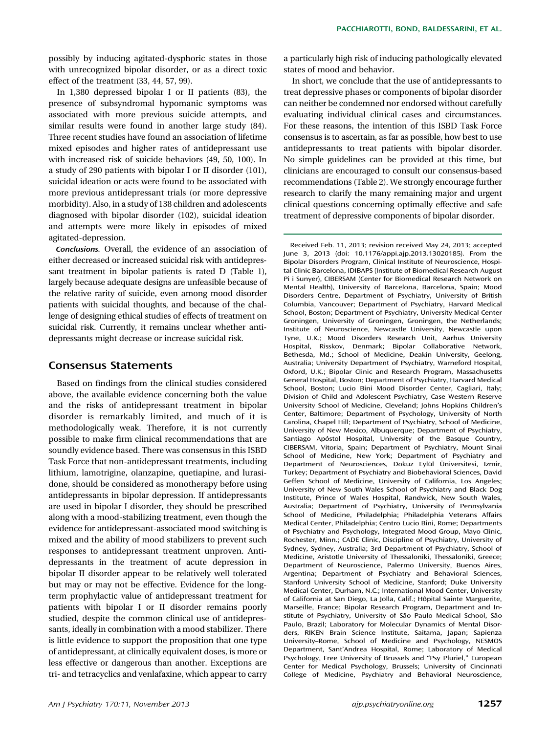possibly by inducing agitated-dysphoric states in those with unrecognized bipolar disorder, or as a direct toxic effect of the treatment (33, 44, 57, 99).

In 1,380 depressed bipolar I or II patients (83), the presence of subsyndromal hypomanic symptoms was associated with more previous suicide attempts, and similar results were found in another large study (84). Three recent studies have found an association of lifetime mixed episodes and higher rates of antidepressant use with increased risk of suicide behaviors (49, 50, 100). In a study of 290 patients with bipolar I or II disorder (101), suicidal ideation or acts were found to be associated with more previous antidepressant trials (or more depressive morbidity). Also, in a study of 138 children and adolescents diagnosed with bipolar disorder (102), suicidal ideation and attempts were more likely in episodes of mixed agitated-depression.

*Conclusions.* Overall, the evidence of an association of either decreased or increased suicidal risk with antidepressant treatment in bipolar patients is rated D (Table 1), largely because adequate designs are unfeasible because of the relative rarity of suicide, even among mood disorder patients with suicidal thoughts, and because of the challenge of designing ethical studies of effects of treatment on suicidal risk. Currently, it remains unclear whether antidepressants might decrease or increase suicidal risk.

## Consensus Statements

Based on findings from the clinical studies considered above, the available evidence concerning both the value and the risks of antidepressant treatment in bipolar disorder is remarkably limited, and much of it is methodologically weak. Therefore, it is not currently possible to make firm clinical recommendations that are soundly evidence based. There was consensus in this ISBD Task Force that non-antidepressant treatments, including lithium, lamotrigine, olanzapine, quetiapine, and lurasidone, should be considered as monotherapy before using antidepressants in bipolar depression. If antidepressants are used in bipolar I disorder, they should be prescribed along with a mood-stabilizing treatment, even though the evidence for antidepressant-associated mood switching is mixed and the ability of mood stabilizers to prevent such responses to antidepressant treatment unproven. Antidepressants in the treatment of acute depression in bipolar II disorder appear to be relatively well tolerated but may or may not be effective. Evidence for the long-term prophylactic value of antidepressant treatment for patients with bipolar I or II disorder remains poorly studied, despite the common clinical use of antidepressants, ideally in combination with a mood stabilizer. There is little evidence to support the proposition that one type of antidepressant, at clinically equivalent doses, is more or less effective or dangerous than another. Exceptions are tri- and tetracyclics and venlafaxine, which appear to carry a particularly high risk of inducing pathologically elevated states of mood and behavior.

In short, we conclude that the use of antidepressants to treat depressive phases or components of bipolar disorder can neither be condemned nor endorsed without carefully evaluating individual clinical cases and circumstances. For these reasons, the intention of this ISBD Task Force consensus is to ascertain, as far as possible, how best to use antidepressants to treat patients with bipolar disorder. No simple guidelines can be provided at this time, but clinicians are encouraged to consult our consensus-based recommendations (Table 2). We strongly encourage further research to clarify the many remaining major and urgent clinical questions concerning optimally effective and safe treatment of depressive components of bipolar disorder.

---

Received Feb. 11, 2013; revision received May 24, 2013; accepted June 3, 2013 (doi: 10.1176/appi.ajp.2013.13020185). From the Bipolar Disorders Program, Clinical Institute of Neuroscience, Hospital Clinic Barcelona, IDIBAPS (Institute of Biomedical Research August Pi i Sunyer), CIBERSAM (Center for Biomedical Research Network on Mental Health), University of Barcelona, Barcelona, Spain; Mood Disorders Centre, Department of Psychiatry, University of British Columbia, Vancouver; Department of Psychiatry, Harvard Medical School, Boston; Department of Psychiatry, University Medical Center Groningen, University of Groningen, Groningen, the Netherlands; Institute of Neuroscience, Newcastle University, Newcastle upon Tyne, U.K.; Mood Disorders Research Unit, Aarhus University Hospital, Risskov, Denmark; Bipolar Collaborative Network, Bethesda, Md.; School of Medicine, Deakin University, Geelong, Australia; University Department of Psychiatry, Warneford Hospital, Oxford, U.K.; Bipolar Clinic and Research Program, Massachusetts General Hospital, Boston; Department of Psychiatry, Harvard Medical School, Boston; Lucio Bini Mood Disorder Center, Cagliari, Italy; Division of Child and Adolescent Psychiatry, Case Western Reserve University School of Medicine, Cleveland; Johns Hopkins Children's Center, Baltimore; Department of Psychology, University of North Carolina, Chapel Hill; Department of Psychiatry, School of Medicine, University of New Mexico, Albuquerque; Department of Psychiatry, Santiago Apóstol Hospital, University of the Basque Country, CIBERSAM, Vitoria, Spain; Department of Psychiatry, Mount Sinai School of Medicine, New York; Department of Psychiatry and Department of Neurosciences, Dokuz Eylül Üniversitesi, Izmir, Turkey; Department of Psychiatry and Biobehavioral Sciences, David Geffen School of Medicine, University of California, Los Angeles; University of New South Wales School of Psychiatry and Black Dog Institute, Prince of Wales Hospital, Randwick, New South Wales, Australia; Department of Psychiatry, University of Pennsylvania School of Medicine, Philadelphia; Philadelphia Veterans Affairs Medical Center, Philadelphia; Centro Lucio Bini, Rome; Departments of Psychiatry and Psychology, Integrated Mood Group, Mayo Clinic, Rochester, Minn.; CADE Clinic, Discipline of Psychiatry, University of Sydney, Sydney, Australia; 3rd Department of Psychiatry, School of Medicine, Aristotle University of Thessaloniki, Thessaloniki, Greece; Department of Neuroscience, Palermo University, Buenos Aires, Argentina; Department of Psychiatry and Behavioral Sciences, Stanford University School of Medicine, Stanford; Duke University Medical Center, Durham, N.C.; International Mood Center, University of California at San Diego, La Jolla, Calif.; Hôpital Sainte Marguerite, Marseille, France; Bipolar Research Program, Department and Institute of Psychiatry, University of São Paulo Medical School, São Paulo, Brazil; Laboratory for Molecular Dynamics of Mental Disorders, RIKEN Brain Science Institute, Saitama, Japan; Sapienza University–Rome, School of Medicine and Psychology, NESMOS Department, Sant'Andrea Hospital, Rome; Laboratory of Medical Psychology, Free University of Brussels and "Psy Pluriel," European Center for Medical Psychology, Brussels; University of Cincinnati College of Medicine, Psychiatry and Behavioral Neuroscience,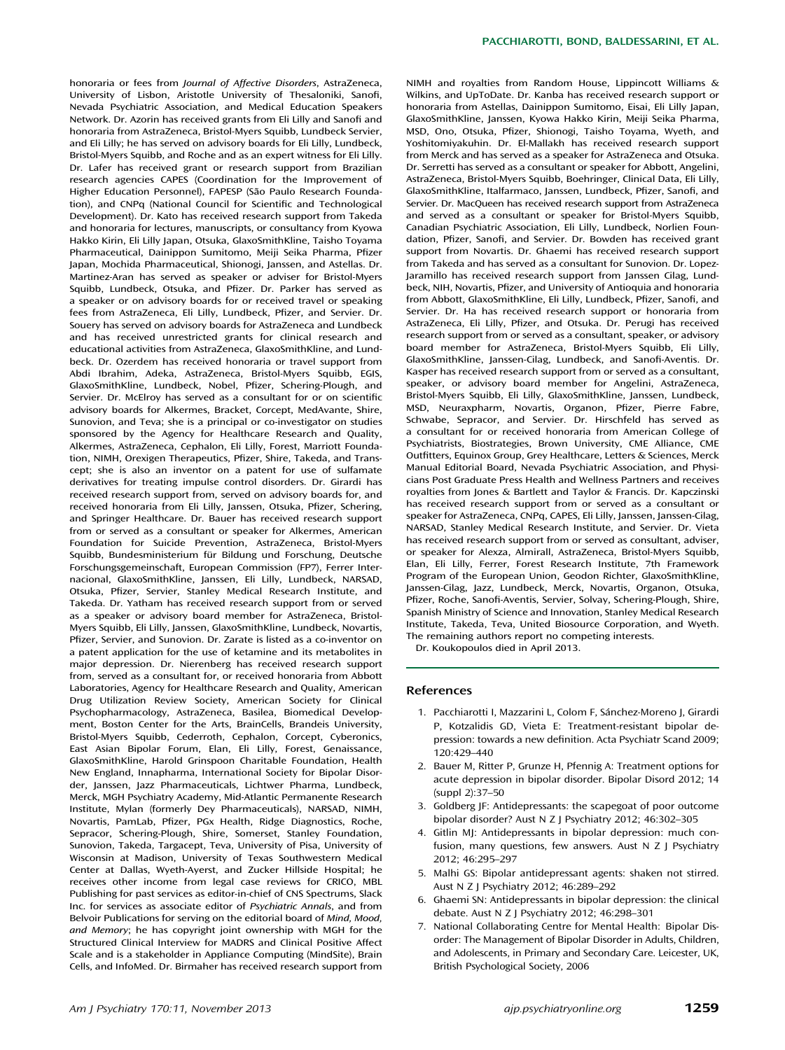honoraria or fees from *Journal of Affective Disorders*, AstraZeneca, University of Lisbon, Aristotle University of Thesaloniki, Sanofi, Nevada Psychiatric Association, and Medical Education Speakers Network. Dr. Azorin has received grants from Eli Lilly and Sanofi and honoraria from AstraZeneca, Bristol-Myers Squibb, Lundbeck Servier, and Eli Lilly; he has served on advisory boards for Eli Lilly, Lundbeck, Bristol-Myers Squibb, and Roche and as an expert witness for Eli Lilly. Dr. Lafer has received grant or research support from Brazilian research agencies CAPES (Coordination for the Improvement of Higher Education Personnel), FAPESP (São Paulo Research Foundation), and CNPq (National Council for Scientific and Technological Development). Dr. Kato has received research support from Takeda and honoraria for lectures, manuscripts, or consultancy from Kyowa Hakko Kirin, Eli Lilly Japan, Otsuka, GlaxoSmithKline, Taisho Toyama Pharmaceutical, Dainippon Sumitomo, Meiji Seika Pharma, Pfizer Japan, Mochida Pharmaceutical, Shionogi, Janssen, and Astellas. Dr. Martinez-Aran has served as speaker or adviser for Bristol-Myers Squibb, Lundbeck, Otsuka, and Pfizer. Dr. Parker has served as a speaker or on advisory boards for or received travel or speaking fees from AstraZeneca, Eli Lilly, Lundbeck, Pfizer, and Servier. Dr. Souery has served on advisory boards for AstraZeneca and Lundbeck and has received unrestricted grants for clinical research and educational activities from AstraZeneca, GlaxoSmithKline, and Lundbeck. Dr. Ozerdem has received honoraria or travel support from Abdi Ibrahim, Adeka, AstraZeneca, Bristol-Myers Squibb, EGIS, GlaxoSmithKline, Lundbeck, Nobel, Pfizer, Schering-Plough, and Servier. Dr. McElroy has served as a consultant for or on scientific advisory boards for Alkermes, Bracket, Corcept, MedAvante, Shire, Sunovion, and Teva; she is a principal or co-investigator on studies sponsored by the Agency for Healthcare Research and Quality, Alkermes, AstraZeneca, Cephalon, Eli Lilly, Forest, Marriott Foundation, NIMH, Orexigen Therapeutics, Pfizer, Shire, Takeda, and Transcept; she is also an inventor on a patent for use of sulfamate derivatives for treating impulse control disorders. Dr. Girardi has received research support from, served on advisory boards for, and received honoraria from Eli Lilly, Janssen, Otsuka, Pfizer, Schering, and Springer Healthcare. Dr. Bauer has received research support from or served as a consultant or speaker for Alkermes, American Foundation for Suicide Prevention, AstraZeneca, Bristol-Myers Squibb, Bundesministerium für Bildung und Forschung, Deutsche Forschungsgemeinschaft, European Commission (FP7), Ferrer Internacional, GlaxoSmithKline, Janssen, Eli Lilly, Lundbeck, NARSAD, Otsuka, Pfizer, Servier, Stanley Medical Research Institute, and Takeda. Dr. Yatham has received research support from or served as a speaker or advisory board member for AstraZeneca, Bristol-Myers Squibb, Eli Lilly, Janssen, GlaxoSmithKline, Lundbeck, Novartis, Pfizer, Servier, and Sunovion. Dr. Zarate is listed as a co-inventor on a patent application for the use of ketamine and its metabolites in major depression. Dr. Nierenberg has received research support from, served as a consultant for, or received honoraria from Abbott Laboratories, Agency for Healthcare Research and Quality, American Drug Utilization Review Society, American Society for Clinical Psychopharmacology, AstraZeneca, Basilea, Biomedical Development, Boston Center for the Arts, BrainCells, Brandeis University, Bristol-Myers Squibb, Cederroth, Cephalon, Corcept, Cyberonics, East Asian Bipolar Forum, Elan, Eli Lilly, Forest, Genaissance, GlaxoSmithKline, Harold Grinspoon Charitable Foundation, Health New England, Innapharma, International Society for Bipolar Disorder, Janssen, Jazz Pharmaceuticals, Lichtwer Pharma, Lundbeck, Merck, MGH Psychiatry Academy, Mid-Atlantic Permanente Research Institute, Mylan (formerly Dey Pharmaceuticals), NARSAD, NIMH, Novartis, PamLab, Pfizer, PGx Health, Ridge Diagnostics, Roche, Sepracor, Schering-Plough, Shire, Somerset, Stanley Foundation, Sunovion, Takeda, Targacept, Teva, University of Pisa, University of Wisconsin at Madison, University of Texas Southwestern Medical Center at Dallas, Wyeth-Ayerst, and Zucker Hillside Hospital; he receives other income from legal case reviews for CRICO, MBL Publishing for past services as editor-in-chief of CNS Spectrums, Slack Inc. for services as associate editor of *Psychiatric Annals*, and from Belvoir Publications for serving on the editorial board of *Mind, Mood, and Memory*; he has copyright joint ownership with MGH for the Structured Clinical Interview for MADRS and Clinical Positive Affect Scale and is a stakeholder in Appliance Computing (MindSite), Brain Cells, and InfoMed. Dr. Birmaher has received research support from NIMH and royalties from Random House, Lippincott Williams & Wilkins, and UpToDate. Dr. Kanba has received research support or honoraria from Astellas, Dainippon Sumitomo, Eisai, Eli Lilly Japan, GlaxoSmithKline, Janssen, Kyowa Hakko Kirin, Meiji Seika Pharma, MSD, Ono, Otsuka, Pfizer, Shionogi, Taisho Toyama, Wyeth, and Yoshitomiyakuhin. Dr. El-Mallakh has received research support from Merck and has served as a speaker for AstraZeneca and Otsuka. Dr. Serretti has served as a consultant or speaker for Abbott, Angelini, AstraZeneca, Bristol-Myers Squibb, Boehringer, Clinical Data, Eli Lilly, GlaxoSmithKline, Italfarmaco, Janssen, Lundbeck, Pfizer, Sanofi, and Servier. Dr. MacQueen has received research support from AstraZeneca and served as a consultant or speaker for Bristol-Myers Squibb, Canadian Psychiatric Association, Eli Lilly, Lundbeck, Norlien Foundation, Pfizer, Sanofi, and Servier. Dr. Bowden has received grant support from Novartis. Dr. Ghaemi has received research support from Takeda and has served as a consultant for Sunovion. Dr. Lopez-Jaramillo has received research support from Janssen Cilag, Lundbeck, NIH, Novartis, Pfizer, and University of Antioquia and honoraria from Abbott, GlaxoSmithKline, Eli Lilly, Lundbeck, Pfizer, Sanofi, and Servier. Dr. Ha has received research support or honoraria from AstraZeneca, Eli Lilly, Pfizer, and Otsuka. Dr. Perugi has received research support from or served as a consultant, speaker, or advisory board member for AstraZeneca, Bristol-Myers Squibb, Eli Lilly, GlaxoSmithKline, Janssen-Cilag, Lundbeck, and Sanofi-Aventis. Dr. Kasper has received research support from or served as a consultant, speaker, or advisory board member for Angelini, AstraZeneca, Bristol-Myers Squibb, Eli Lilly, GlaxoSmithKline, Janssen, Lundbeck, MSD, Neuraxpharm, Novartis, Organon, Pfizer, Pierre Fabre, Schwabe, Sepracor, and Servier. Dr. Hirschfeld has served as a consultant for or received honoraria from American College of Psychiatrists, Biostrategies, Brown University, CME Alliance, CME Outfitters, Equinox Group, Grey Healthcare, Letters & Sciences, Merck Manual Editorial Board, Nevada Psychiatric Association, and Physicians Post Graduate Press Health and Wellness Partners and receives royalties from Jones & Bartlett and Taylor & Francis. Dr. Kapczinski has received research support from or served as a consultant or speaker for AstraZeneca, CNPq, CAPES, Eli Lilly, Janssen, Janssen-Cilag, NARSAD, Stanley Medical Research Institute, and Servier. Dr. Vieta has received research support from or served as consultant, adviser, or speaker for Alexza, Almirall, AstraZeneca, Bristol-Myers Squibb, Elan, Eli Lilly, Ferrer, Forest Research Institute, 7th Framework Program of the European Union, Geodon Richter, GlaxoSmithKline, Janssen-Cilag, Jazz, Lundbeck, Merck, Novartis, Organon, Otsuka, Pfizer, Roche, Sanofi-Aventis, Servier, Solvay, Schering-Plough, Shire, Spanish Ministry of Science and Innovation, Stanley Medical Research Institute, Takeda, Teva, United Biosource Corporation, and Wyeth. The remaining authors report no competing interests.

Dr. Koukopoulos died in April 2013.

## References

1. Pacchiarotti I, Mazzarini L, Colom F, Sánchez-Moreno J, Girardi P, Kotzalidis GD, Vieta E: Treatment-resistant bipolar depression: towards a new definition. Acta Psychiatr Scand 2009; 120:429–440
2. Bauer M, Ritter P, Grunze H, Pfennig A: Treatment options for acute depression in bipolar disorder. Bipolar Disord 2012; 14 (suppl 2):37–50
3. Goldberg JF: Antidepressants: the scapegoat of poor outcome bipolar disorder? Aust N Z J Psychiatry 2012; 46:302–305
4. Gitlin MJ: Antidepressants in bipolar depression: much confusion, many questions, few answers. Aust N Z J Psychiatry 2012; 46:295–297
5. Malhi GS: Bipolar antidepressant agents: shaken not stirred. Aust N Z J Psychiatry 2012; 46:289–292
6. Ghaemi SN: Antidepressants in bipolar depression: the clinical debate. Aust N Z J Psychiatry 2012; 46:298–301
7. National Collaborating Centre for Mental Health: Bipolar Disorder: The Management of Bipolar Disorder in Adults, Children, and Adolescents, in Primary and Secondary Care. Leicester, UK, British Psychological Society, 2006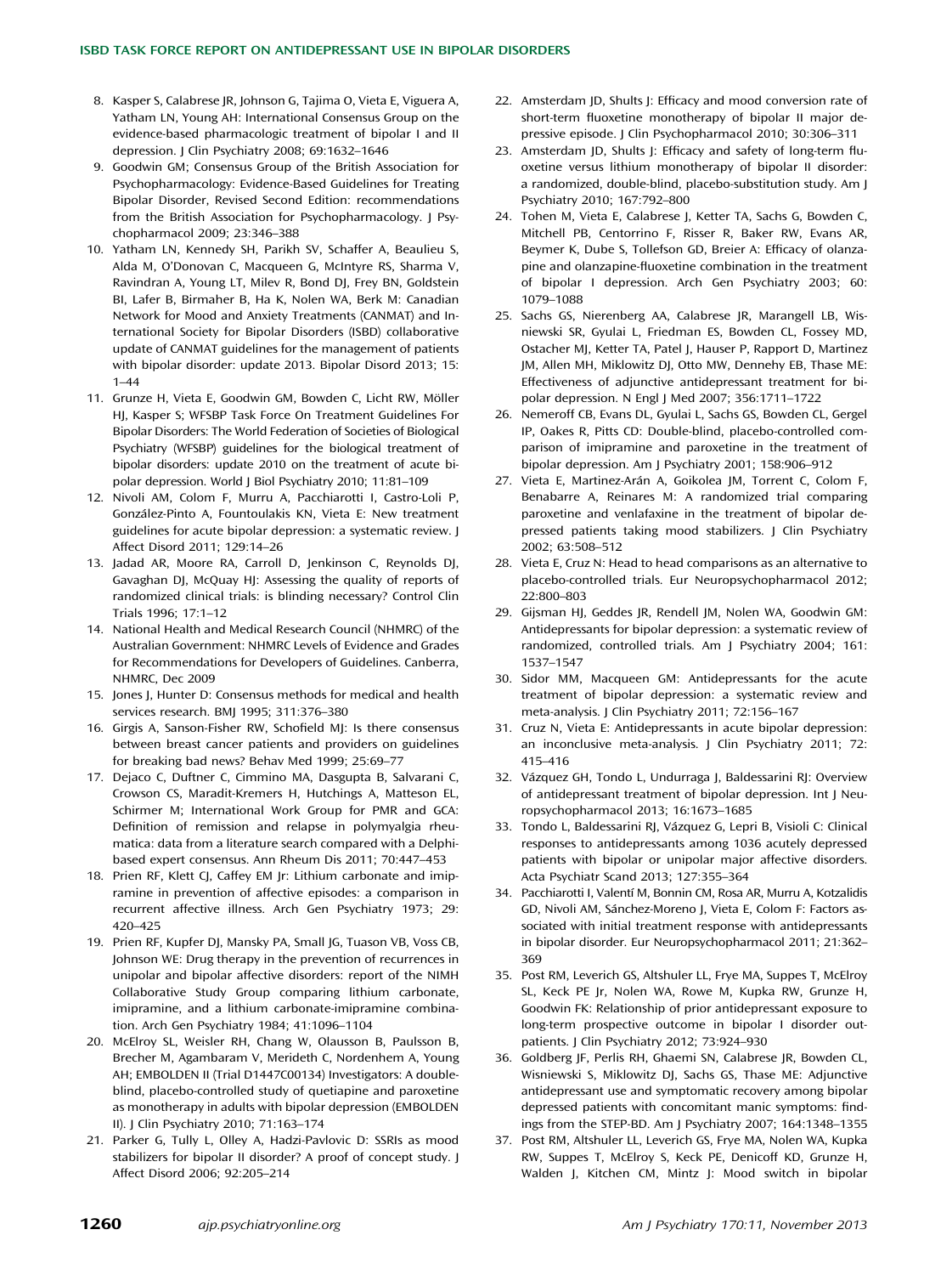8. Kasper S, Calabrese JR, Johnson G, Tajima O, Vieta E, Viguera A, Yatham LN, Young AH: International Consensus Group on the evidence-based pharmacologic treatment of bipolar I and II depression. J Clin Psychiatry 2008; 69:1632–1646
9. Goodwin GM; Consensus Group of the British Association for Psychopharmacology: Evidence-Based Guidelines for Treating Bipolar Disorder, Revised Second Edition: recommendations from the British Association for Psychopharmacology. J Psychopharmacol 2009; 23:346–388
10. Yatham LN, Kennedy SH, Parikh SV, Schaffer A, Beaulieu S, Alda M, O'Donovan C, Macqueen G, McIntyre RS, Sharma V, Ravindran A, Young LT, Milev R, Bond DJ, Frey BN, Goldstein BI, Lafer B, Birmaher B, Ha K, Nolen WA, Berk M: Canadian Network for Mood and Anxiety Treatments (CANMAT) and International Society for Bipolar Disorders (ISBD) collaborative update of CANMAT guidelines for the management of patients with bipolar disorder: update 2013. Bipolar Disord 2013; 15: 1–44
11. Grunze H, Vieta E, Goodwin GM, Bowden C, Licht RW, Möller HJ, Kasper S; WFSBP Task Force On Treatment Guidelines For Bipolar Disorders: The World Federation of Societies of Biological Psychiatry (WFSBP) guidelines for the biological treatment of bipolar disorders: update 2010 on the treatment of acute bipolar depression. World J Biol Psychiatry 2010; 11:81–109
12. Nivoli AM, Colom F, Murru A, Pacchiarotti I, Castro-Loli P, González-Pinto A, Fountoulakis KN, Vieta E: New treatment guidelines for acute bipolar depression: a systematic review. J Affect Disord 2011; 129:14–26
13. Jadad AR, Moore RA, Carroll D, Jenkinson C, Reynolds DJ, Gavaghan DJ, McQuay HJ: Assessing the quality of reports of randomized clinical trials: is blinding necessary? Control Clin Trials 1996; 17:1–12
14. National Health and Medical Research Council (NHMRC) of the Australian Government: NHMRC Levels of Evidence and Grades for Recommendations for Developers of Guidelines. Canberra, NHMRC, Dec 2009
15. Jones J, Hunter D: Consensus methods for medical and health services research. BMJ 1995; 311:376–380
16. Girgis A, Sanson-Fisher RW, Schofield MJ: Is there consensus between breast cancer patients and providers on guidelines for breaking bad news? Behav Med 1999; 25:69–77
17. Dejaco C, Duftner C, Cimmino MA, Dasgupta B, Salvarani C, Crowson CS, Maradit-Kremers H, Hutchings A, Matteson EL, Schirmer M; International Work Group for PMR and GCA: Definition of remission and relapse in polymyalgia rheumatica: data from a literature search compared with a Delphi-based expert consensus. Ann Rheum Dis 2011; 70:447–453
18. Prien RF, Klett CJ, Caffey EM Jr: Lithium carbonate and imipramine in prevention of affective episodes: a comparison in recurrent affective illness. Arch Gen Psychiatry 1973; 29: 420–425
19. Prien RF, Kupfer DJ, Mansky PA, Small JG, Tuason VB, Voss CB, Johnson WE: Drug therapy in the prevention of recurrences in unipolar and bipolar affective disorders: report of the NIMH Collaborative Study Group comparing lithium carbonate, imipramine, and a lithium carbonate-imipramine combination. Arch Gen Psychiatry 1984; 41:1096–1104
20. McElroy SL, Weisler RH, Chang W, Olausson B, Paulsson B, Brecher M, Agambaram V, Merideth C, Nordenhem A, Young AH; EMBOLDEN II (Trial D1447C00134) Investigators: A double-blind, placebo-controlled study of quetiapine and paroxetine as monotherapy in adults with bipolar depression (EMBOLDEN II). J Clin Psychiatry 2010; 71:163–174
21. Parker G, Tully L, Olley A, Hadzi-Pavlovic D: SSRIs as mood stabilizers for bipolar II disorder? A proof of concept study. J Affect Disord 2006; 92:205–214
22. Amsterdam JD, Shults J: Efficacy and mood conversion rate of short-term fluoxetine monotherapy of bipolar II major depressive episode. J Clin Psychopharmacol 2010; 30:306–311
23. Amsterdam JD, Shults J: Efficacy and safety of long-term fluoxetine versus lithium monotherapy of bipolar II disorder: a randomized, double-blind, placebo-substitution study. Am J Psychiatry 2010; 167:792–800
24. Tohen M, Vieta E, Calabrese J, Ketter TA, Sachs G, Bowden C, Mitchell PB, Centorrino F, Risser R, Baker RW, Evans AR, Beymer K, Dube S, Tollefson GD, Breier A: Efficacy of olanzapine and olanzapine-fluoxetine combination in the treatment of bipolar I depression. Arch Gen Psychiatry 2003; 60: 1079–1088
25. Sachs GS, Nierenberg AA, Calabrese JR, Marangell LB, Wisniewski SR, Gyulai L, Friedman ES, Bowden CL, Fossey MD, Ostacher MJ, Ketter TA, Patel J, Hauser P, Rapport D, Martinez JM, Allen MH, Miklowitz DJ, Otto MW, Dennehy EB, Thase ME: Effectiveness of adjunctive antidepressant treatment for bipolar depression. N Engl J Med 2007; 356:1711–1722
26. Nemeroff CB, Evans DL, Gyulai L, Sachs GS, Bowden CL, Gergel IP, Oakes R, Pitts CD: Double-blind, placebo-controlled comparison of imipramine and paroxetine in the treatment of bipolar depression. Am J Psychiatry 2001; 158:906–912
27. Vieta E, Martinez-Arán A, Goikolea JM, Torrent C, Colom F, Benabarre A, Reinares M: A randomized trial comparing paroxetine and venlafaxine in the treatment of bipolar depressed patients taking mood stabilizers. J Clin Psychiatry 2002; 63:508–512
28. Vieta E, Cruz N: Head to head comparisons as an alternative to placebo-controlled trials. Eur Neuropsychopharmacol 2012; 22:800–803
29. Gijsman HJ, Geddes JR, Rendell JM, Nolen WA, Goodwin GM: Antidepressants for bipolar depression: a systematic review of randomized, controlled trials. Am J Psychiatry 2004; 161: 1537–1547
30. Sidor MM, Macqueen GM: Antidepressants for the acute treatment of bipolar depression: a systematic review and meta-analysis. J Clin Psychiatry 2011; 72:156–167
31. Cruz N, Vieta E: Antidepressants in acute bipolar depression: an inconclusive meta-analysis. J Clin Psychiatry 2011; 72: 415–416
32. Vázquez GH, Tondo L, Undurraga J, Baldessarini RJ: Overview of antidepressant treatment of bipolar depression. Int J Neuropsychopharmacol 2013; 16:1673–1685
33. Tondo L, Baldessarini RJ, Vázquez G, Lepri B, Visioli C: Clinical responses to antidepressants among 1036 acutely depressed patients with bipolar or unipolar major affective disorders. Acta Psychiatr Scand 2013; 127:355–364
34. Pacchiarotti I, Valentí M, Bonnin CM, Rosa AR, Murru A, Kotzalidis GD, Nivoli AM, Sánchez-Moreno J, Vieta E, Colom F: Factors associated with initial treatment response with antidepressants in bipolar disorder. Eur Neuropsychopharmacol 2011; 21:362–369
35. Post RM, Leverich GS, Altshuler LL, Frye MA, Suppes T, McElroy SL, Keck PE Jr, Nolen WA, Rowe M, Kupka RW, Grunze H, Goodwin FK: Relationship of prior antidepressant exposure to long-term prospective outcome in bipolar I disorder outpatients. J Clin Psychiatry 2012; 73:924–930
36. Goldberg JF, Perlis RH, Ghaemi SN, Calabrese JR, Bowden CL, Wisniewski S, Miklowitz DJ, Sachs GS, Thase ME: Adjunctive antidepressant use and symptomatic recovery among bipolar depressed patients with concomitant manic symptoms: findings from the STEP-BD. Am J Psychiatry 2007; 164:1348–1355
37. Post RM, Altshuler LL, Leverich GS, Frye MA, Nolen WA, Kupka RW, Suppes T, McElroy S, Keck PE, Denicoff KD, Grunze H, Walden J, Kitchen CM, Mintz J: Mood switch in bipolar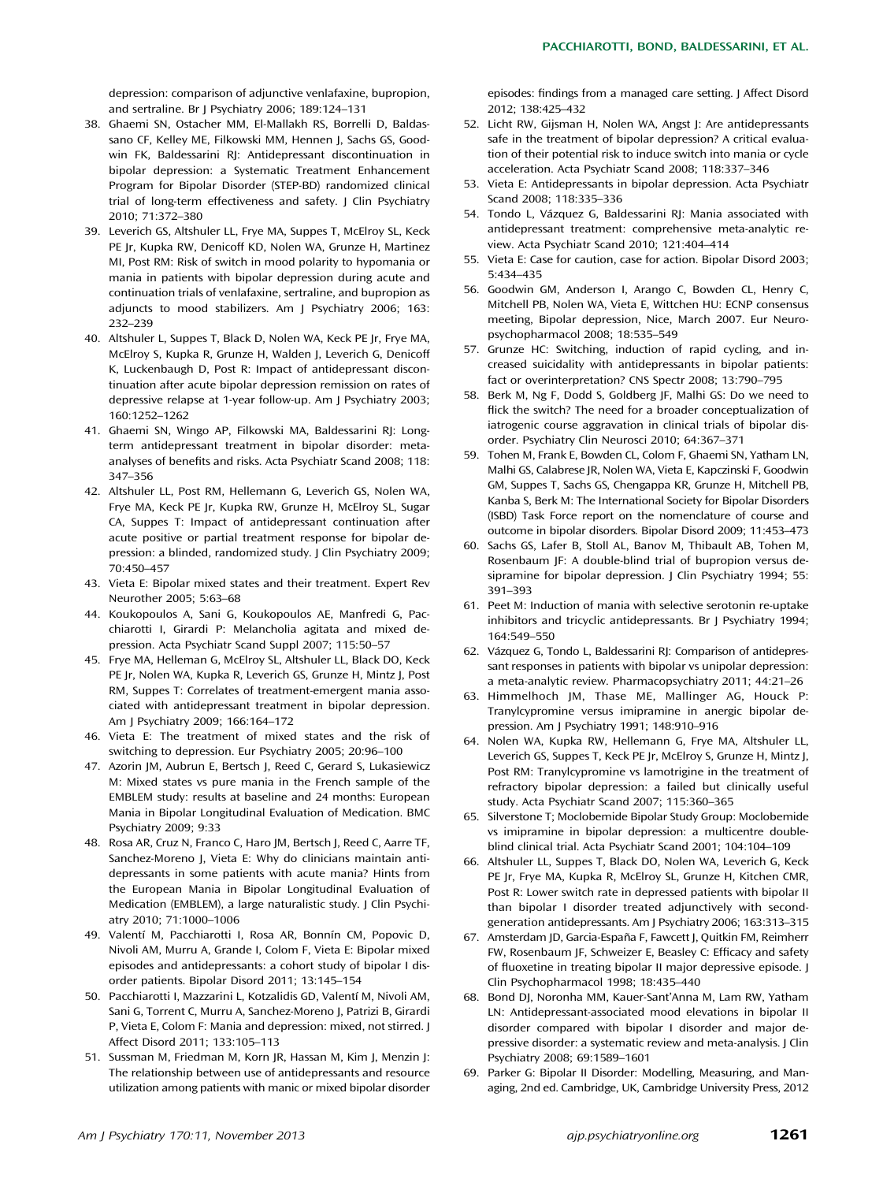depression: comparison of adjunctive venlafaxine, bupropion, and sertraline. Br J Psychiatry 2006; 189:124–131

38. Ghaemi SN, Ostacher MM, El-Mallakh RS, Borrelli D, Baldassano CF, Kelley ME, Filkowski MM, Hennen J, Sachs GS, Goodwin FK, Baldessarini RJ: Antidepressant discontinuation in bipolar depression: a Systematic Treatment Enhancement Program for Bipolar Disorder (STEP-BD) randomized clinical trial of long-term effectiveness and safety. J Clin Psychiatry 2010; 71:372–380
39. Leverich GS, Altshuler LL, Frye MA, Suppes T, McElroy SL, Keck PE Jr, Kupka RW, Denicoff KD, Nolen WA, Grunze H, Martinez MI, Post RM: Risk of switch in mood polarity to hypomania or mania in patients with bipolar depression during acute and continuation trials of venlafaxine, sertraline, and bupropion as adjuncts to mood stabilizers. Am J Psychiatry 2006; 163: 232–239
40. Altshuler L, Suppes T, Black D, Nolen WA, Keck PE Jr, Frye MA, McElroy S, Kupka R, Grunze H, Walden J, Leverich G, Denicoff K, Luckenbaugh D, Post R: Impact of antidepressant discontinuation after acute bipolar depression remission on rates of depressive relapse at 1-year follow-up. Am J Psychiatry 2003; 160:1252–1262
41. Ghaemi SN, Wingo AP, Filkowski MA, Baldessarini RJ: Long-term antidepressant treatment in bipolar disorder: meta-analyses of benefits and risks. Acta Psychiatr Scand 2008; 118: 347–356
42. Altshuler LL, Post RM, Hellemann G, Leverich GS, Nolen WA, Frye MA, Keck PE Jr, Kupka RW, Grunze H, McElroy SL, Sugar CA, Suppes T: Impact of antidepressant continuation after acute positive or partial treatment response for bipolar depression: a blinded, randomized study. J Clin Psychiatry 2009; 70:450–457
43. Vieta E: Bipolar mixed states and their treatment. Expert Rev Neurother 2005; 5:63–68
44. Koukopoulos A, Sani G, Koukopoulos AE, Manfredi G, Pacchiarotti I, Girardi P: Melancholia agitata and mixed depression. Acta Psychiatr Scand Suppl 2007; 115:50–57
45. Frye MA, Helleman G, McElroy SL, Altshuler LL, Black DO, Keck PE Jr, Nolen WA, Kupka R, Leverich GS, Grunze H, Mintz J, Post RM, Suppes T: Correlates of treatment-emergent mania associated with antidepressant treatment in bipolar depression. Am J Psychiatry 2009; 166:164–172
46. Vieta E: The treatment of mixed states and the risk of switching to depression. Eur Psychiatry 2005; 20:96–100
47. Azorin JM, Aubrun E, Bertsch J, Reed C, Gerard S, Lukasiewicz M: Mixed states vs pure mania in the French sample of the EMBLEM study: results at baseline and 24 months: European Mania in Bipolar Longitudinal Evaluation of Medication. BMC Psychiatry 2009; 9:33
48. Rosa AR, Cruz N, Franco C, Haro JM, Bertsch J, Reed C, Aarre TF, Sanchez-Moreno J, Vieta E: Why do clinicians maintain antidepressants in some patients with acute mania? Hints from the European Mania in Bipolar Longitudinal Evaluation of Medication (EMBLEM), a large naturalistic study. J Clin Psychiatry 2010; 71:1000–1006
49. Valentí M, Pacchiarotti I, Rosa AR, Bonnín CM, Popovic D, Nivoli AM, Murru A, Grande I, Colom F, Vieta E: Bipolar mixed episodes and antidepressants: a cohort study of bipolar I disorder patients. Bipolar Disord 2011; 13:145–154
50. Pacchiarotti I, Mazzarini L, Kotzalidis GD, Valentí M, Nivoli AM, Sani G, Torrent C, Murru A, Sanchez-Moreno J, Patrizi B, Girardi P, Vieta E, Colom F: Mania and depression: mixed, not stirred. J Affect Disord 2011; 133:105–113
51. Sussman M, Friedman M, Korn JR, Hassan M, Kim J, Menzin J: The relationship between use of antidepressants and resource utilization among patients with manic or mixed bipolar disorder episodes: findings from a managed care setting. J Affect Disord 2012; 138:425–432
52. Licht RW, Gijsman H, Nolen WA, Angst J: Are antidepressants safe in the treatment of bipolar depression? A critical evaluation of their potential risk to induce switch into mania or cycle acceleration. Acta Psychiatr Scand 2008; 118:337–346
53. Vieta E: Antidepressants in bipolar depression. Acta Psychiatr Scand 2008; 118:335–336
54. Tondo L, Vázquez G, Baldessarini RJ: Mania associated with antidepressant treatment: comprehensive meta-analytic review. Acta Psychiatr Scand 2010; 121:404–414
55. Vieta E: Case for caution, case for action. Bipolar Disord 2003; 5:434–435
56. Goodwin GM, Anderson I, Arango C, Bowden CL, Henry C, Mitchell PB, Nolen WA, Vieta E, Wittchen HU: ECNP consensus meeting, Bipolar depression, Nice, March 2007. Eur Neuropsychopharmacol 2008; 18:535–549
57. Grunze HC: Switching, induction of rapid cycling, and increased suicidality with antidepressants in bipolar patients: fact or overinterpretation? CNS Spectr 2008; 13:790–795
58. Berk M, Ng F, Dodd S, Goldberg JF, Malhi GS: Do we need to flick the switch? The need for a broader conceptualization of iatrogenic course aggravation in clinical trials of bipolar disorder. Psychiatry Clin Neurosci 2010; 64:367–371
59. Tohen M, Frank E, Bowden CL, Colom F, Ghaemi SN, Yatham LN, Malhi GS, Calabrese JR, Nolen WA, Vieta E, Kapczinski F, Goodwin GM, Suppes T, Sachs GS, Chengappa KR, Grunze H, Mitchell PB, Kanba S, Berk M: The International Society for Bipolar Disorders (ISBD) Task Force report on the nomenclature of course and outcome in bipolar disorders. Bipolar Disord 2009; 11:453–473
60. Sachs GS, Lafer B, Stoll AL, Banov M, Thibault AB, Tohen M, Rosenbaum JF: A double-blind trial of bupropion versus desipramine for bipolar depression. J Clin Psychiatry 1994; 55: 391–393
61. Peet M: Induction of mania with selective serotonin re-uptake inhibitors and tricyclic antidepressants. Br J Psychiatry 1994; 164:549–550
62. Vázquez G, Tondo L, Baldessarini RJ: Comparison of antidepressant responses in patients with bipolar vs unipolar depression: a meta-analytic review. Pharmacopsychiatry 2011; 44:21–26
63. Himmelhoch JM, Thase ME, Mallinger AG, Houck P: Tranylcypromine versus imipramine in anergic bipolar depression. Am J Psychiatry 1991; 148:910–916
64. Nolen WA, Kupka RW, Hellemann G, Frye MA, Altshuler LL, Leverich GS, Suppes T, Keck PE Jr, McElroy S, Grunze H, Mintz J, Post RM: Tranylcypromine vs lamotrigine in the treatment of refractory bipolar depression: a failed but clinically useful study. Acta Psychiatr Scand 2007; 115:360–365
65. Silverstone T; Moclobemide Bipolar Study Group: Moclobemide vs imipramine in bipolar depression: a multicentre double-blind clinical trial. Acta Psychiatr Scand 2001; 104:104–109
66. Altshuler LL, Suppes T, Black DO, Nolen WA, Leverich G, Keck PE Jr, Frye MA, Kupka R, McElroy SL, Grunze H, Kitchen CMR, Post R: Lower switch rate in depressed patients with bipolar II than bipolar I disorder treated adjunctively with second-generation antidepressants. Am J Psychiatry 2006; 163:313–315
67. Amsterdam JD, Garcia-España F, Fawcett J, Quitkin FM, Reimherr FW, Rosenbaum JF, Schweizer E, Beasley C: Efficacy and safety of fluoxetine in treating bipolar II major depressive episode. J Clin Psychopharmacol 1998; 18:435–440
68. Bond DJ, Noronha MM, Kauer-Sant'Anna M, Lam RW, Yatham LN: Antidepressant-associated mood elevations in bipolar II disorder compared with bipolar I disorder and major depressive disorder: a systematic review and meta-analysis. J Clin Psychiatry 2008; 69:1589–1601
69. Parker G: Bipolar II Disorder: Modelling, Measuring, and Managing, 2nd ed. Cambridge, UK, Cambridge University Press, 2012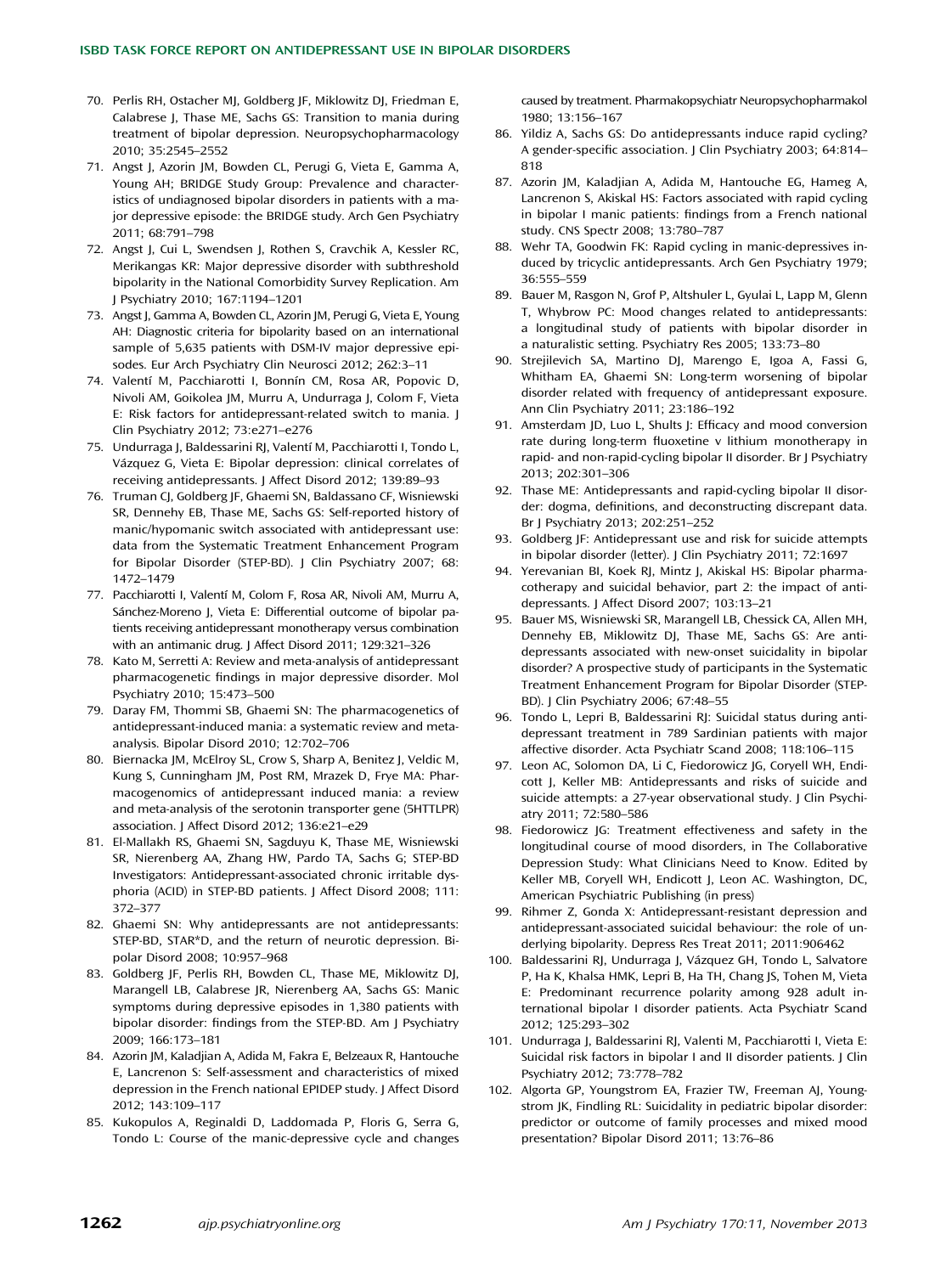70. Perlis RH, Ostacher MJ, Goldberg JF, Miklowitz DJ, Friedman E, Calabrese J, Thase ME, Sachs GS: Transition to mania during treatment of bipolar depression. Neuropsychopharmacology 2010; 35:2545–2552
71. Angst J, Azorin JM, Bowden CL, Perugi G, Vieta E, Gamma A, Young AH; BRIDGE Study Group: Prevalence and characteristics of undiagnosed bipolar disorders in patients with a major depressive episode: the BRIDGE study. Arch Gen Psychiatry 2011; 68:791–798
72. Angst J, Cui L, Swendsen J, Rothen S, Cravchik A, Kessler RC, Merikangas KR: Major depressive disorder with subthreshold bipolarity in the National Comorbidity Survey Replication. Am J Psychiatry 2010; 167:1194–1201
73. Angst J, Gamma A, Bowden CL, Azorin JM, Perugi G, Vieta E, Young AH: Diagnostic criteria for bipolarity based on an international sample of 5,635 patients with DSM-IV major depressive episodes. Eur Arch Psychiatry Clin Neurosci 2012; 262:3–11
74. Valentí M, Pacchiarotti I, Bonnín CM, Rosa AR, Popovic D, Nivoli AM, Goikolea JM, Murru A, Undurraga J, Colom F, Vieta E: Risk factors for antidepressant-related switch to mania. J Clin Psychiatry 2012; 73:e271–e276
75. Undurraga J, Baldessarini RJ, Valentí M, Pacchiarotti I, Tondo L, Vázquez G, Vieta E: Bipolar depression: clinical correlates of receiving antidepressants. J Affect Disord 2012; 139:89–93
76. Truman CJ, Goldberg JF, Ghaemi SN, Baldassano CF, Wisniewski SR, Dennehy EB, Thase ME, Sachs GS: Self-reported history of manic/hypomanic switch associated with antidepressant use: data from the Systematic Treatment Enhancement Program for Bipolar Disorder (STEP-BD). J Clin Psychiatry 2007; 68: 1472–1479
77. Pacchiarotti I, Valentí M, Colom F, Rosa AR, Nivoli AM, Murru A, Sánchez-Moreno J, Vieta E: Differential outcome of bipolar patients receiving antidepressant monotherapy versus combination with an antimanic drug. J Affect Disord 2011; 129:321–326
78. Kato M, Serretti A: Review and meta-analysis of antidepressant pharmacogenetic findings in major depressive disorder. Mol Psychiatry 2010; 15:473–500
79. Daray FM, Thommi SB, Ghaemi SN: The pharmacogenetics of antidepressant-induced mania: a systematic review and meta-analysis. Bipolar Disord 2010; 12:702–706
80. Biernacka JM, McElroy SL, Crow S, Sharp A, Benitez J, Veldic M, Kung S, Cunningham JM, Post RM, Mrazek D, Frye MA: Pharmacogenomics of antidepressant induced mania: a review and meta-analysis of the serotonin transporter gene (5HTTLPR) association. J Affect Disord 2012; 136:e21–e29
81. El-Mallakh RS, Ghaemi SN, Sagduyu K, Thase ME, Wisniewski SR, Nierenberg AA, Zhang HW, Pardo TA, Sachs G; STEP-BD Investigators: Antidepressant-associated chronic irritable dysphoria (ACID) in STEP-BD patients. J Affect Disord 2008; 111: 372–377
82. Ghaemi SN: Why antidepressants are not antidepressants: STEP-BD, STAR*D, and the return of neurotic depression. Bipolar Disord 2008; 10:957–968
83. Goldberg JF, Perlis RH, Bowden CL, Thase ME, Miklowitz DJ, Marangell LB, Calabrese JR, Nierenberg AA, Sachs GS: Manic symptoms during depressive episodes in 1,380 patients with bipolar disorder: findings from the STEP-BD. Am J Psychiatry 2009; 166:173–181
84. Azorin JM, Kaladjian A, Adida M, Fakra E, Belzeaux R, Hantouche E, Lancrenon S: Self-assessment and characteristics of mixed depression in the French national EPIDEP study. J Affect Disord 2012; 143:109–117
85. Kukopulos A, Reginaldi D, Laddomada P, Floris G, Serra G, Tondo L: Course of the manic-depressive cycle and changes caused by treatment. Pharmakopsychiatr Neuropsychopharmakol 1980; 13:156–167
86. Yildiz A, Sachs GS: Do antidepressants induce rapid cycling? A gender-specific association. J Clin Psychiatry 2003; 64:814–818
87. Azorin JM, Kaladjian A, Adida M, Hantouche EG, Hameg A, Lancrenon S, Akiskal HS: Factors associated with rapid cycling in bipolar I manic patients: findings from a French national study. CNS Spectr 2008; 13:780–787
88. Wehr TA, Goodwin FK: Rapid cycling in manic-depressives induced by tricyclic antidepressants. Arch Gen Psychiatry 1979; 36:555–559
89. Bauer M, Rasgon N, Grof P, Altshuler L, Gyulai L, Lapp M, Glenn T, Whybrow PC: Mood changes related to antidepressants: a longitudinal study of patients with bipolar disorder in a naturalistic setting. Psychiatry Res 2005; 133:73–80
90. Strejilevich SA, Martino DJ, Marengo E, Igoa A, Fassi G, Whitham EA, Ghaemi SN: Long-term worsening of bipolar disorder related with frequency of antidepressant exposure. Ann Clin Psychiatry 2011; 23:186–192
91. Amsterdam JD, Luo L, Shults J: Efficacy and mood conversion rate during long-term fluoxetine v lithium monotherapy in rapid- and non-rapid-cycling bipolar II disorder. Br J Psychiatry 2013; 202:301–306
92. Thase ME: Antidepressants and rapid-cycling bipolar II disorder: dogma, definitions, and deconstructing discrepant data. Br J Psychiatry 2013; 202:251–252
93. Goldberg JF: Antidepressant use and risk for suicide attempts in bipolar disorder (letter). J Clin Psychiatry 2011; 72:1697
94. Yerevanian BI, Koek RJ, Mintz J, Akiskal HS: Bipolar pharmacotherapy and suicidal behavior, part 2: the impact of antidepressants. J Affect Disord 2007; 103:13–21
95. Bauer MS, Wisniewski SR, Marangell LB, Chessick CA, Allen MH, Dennehy EB, Miklowitz DJ, Thase ME, Sachs GS: Are antidepressants associated with new-onset suicidality in bipolar disorder? A prospective study of participants in the Systematic Treatment Enhancement Program for Bipolar Disorder (STEP-BD). J Clin Psychiatry 2006; 67:48–55
96. Tondo L, Lepri B, Baldessarini RJ: Suicidal status during antidepressant treatment in 789 Sardinian patients with major affective disorder. Acta Psychiatr Scand 2008; 118:106–115
97. Leon AC, Solomon DA, Li C, Fiedorowicz JG, Coryell WH, Endicott J, Keller MB: Antidepressants and risks of suicide and suicide attempts: a 27-year observational study. J Clin Psychiatry 2011; 72:580–586
98. Fiedorowicz JG: Treatment effectiveness and safety in the longitudinal course of mood disorders, in The Collaborative Depression Study: What Clinicians Need to Know. Edited by Keller MB, Coryell WH, Endicott J, Leon AC. Washington, DC, American Psychiatric Publishing (in press)
99. Rihmer Z, Gonda X: Antidepressant-resistant depression and antidepressant-associated suicidal behaviour: the role of underlying bipolarity. Depress Res Treat 2011; 2011:906462
100. Baldessarini RJ, Undurraga J, Vázquez GH, Tondo L, Salvatore P, Ha K, Khalsa HMK, Lepri B, Ha TH, Chang JS, Tohen M, Vieta E: Predominant recurrence polarity among 928 adult international bipolar I disorder patients. Acta Psychiatr Scand 2012; 125:293–302
101. Undurraga J, Baldessarini RJ, Valenti M, Pacchiarotti I, Vieta E: Suicidal risk factors in bipolar I and II disorder patients. J Clin Psychiatry 2012; 73:778–782
102. Algorta GP, Youngstrom EA, Frazier TW, Freeman AJ, Youngstrom JK, Findling RL: Suicidality in pediatric bipolar disorder: predictor or outcome of family processes and mixed mood presentation? Bipolar Disord 2011; 13:76–86